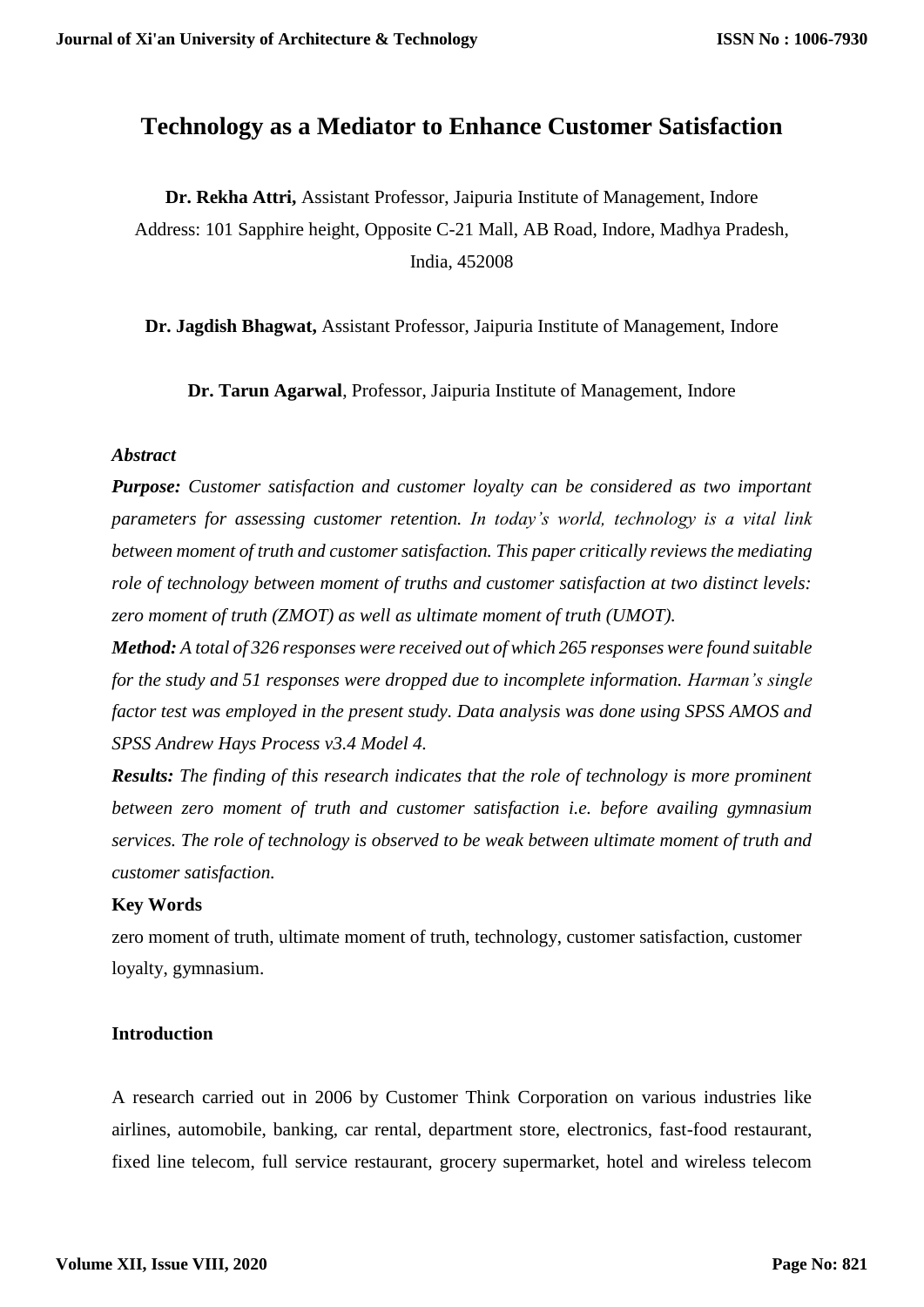# Technology as a Mediator to Enhance Customer Satisfaction

**Dr. Rekha Attri,** Assistant Professor, Jaipuria Institute of Management, Indore
Address: 101 Sapphire height, Opposite C-21 Mall, AB Road, Indore, Madhya Pradesh, India, 452008

**Dr. Jagdish Bhagwat,** Assistant Professor, Jaipuria Institute of Management, Indore

**Dr. Tarun Agarwal**, Professor, Jaipuria Institute of Management, Indore

***Abstract***

***Purpose:*** *Customer satisfaction and customer loyalty can be considered as two important parameters for assessing customer retention. In today's world, technology is a vital link between moment of truth and customer satisfaction. This paper critically reviews the mediating role of technology between moment of truths and customer satisfaction at two distinct levels: zero moment of truth (ZMOT) as well as ultimate moment of truth (UMOT).*

***Method:*** *A total of 326 responses were received out of which 265 responses were found suitable for the study and 51 responses were dropped due to incomplete information. Harman's single factor test was employed in the present study. Data analysis was done using SPSS AMOS and SPSS Andrew Hays Process v3.4 Model 4.*

***Results:*** *The finding of this research indicates that the role of technology is more prominent between zero moment of truth and customer satisfaction i.e. before availing gymnasium services. The role of technology is observed to be weak between ultimate moment of truth and customer satisfaction.*

**Key Words**

zero moment of truth, ultimate moment of truth, technology, customer satisfaction, customer loyalty, gymnasium.

## Introduction

A research carried out in 2006 by Customer Think Corporation on various industries like airlines, automobile, banking, car rental, department store, electronics, fast-food restaurant, fixed line telecom, full service restaurant, grocery supermarket, hotel and wireless telecom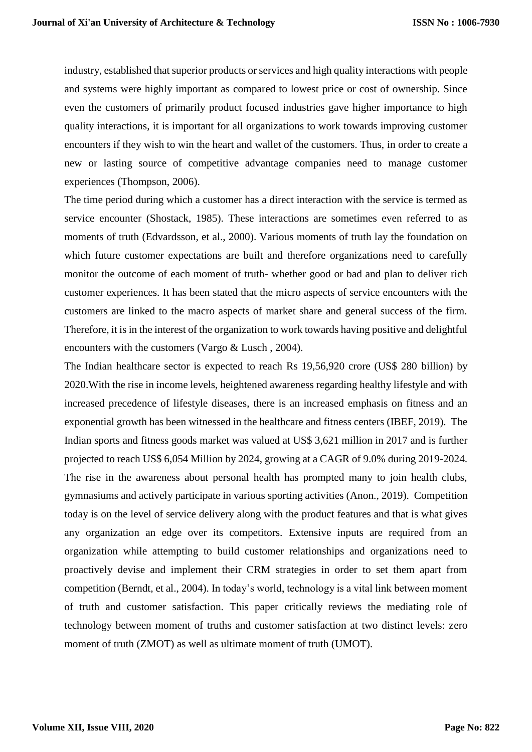industry, established that superior products or services and high quality interactions with people and systems were highly important as compared to lowest price or cost of ownership. Since even the customers of primarily product focused industries gave higher importance to high quality interactions, it is important for all organizations to work towards improving customer encounters if they wish to win the heart and wallet of the customers. Thus, in order to create a new or lasting source of competitive advantage companies need to manage customer experiences (Thompson, 2006).

The time period during which a customer has a direct interaction with the service is termed as service encounter (Shostack, 1985). These interactions are sometimes even referred to as moments of truth (Edvardsson, et al., 2000). Various moments of truth lay the foundation on which future customer expectations are built and therefore organizations need to carefully monitor the outcome of each moment of truth- whether good or bad and plan to deliver rich customer experiences. It has been stated that the micro aspects of service encounters with the customers are linked to the macro aspects of market share and general success of the firm. Therefore, it is in the interest of the organization to work towards having positive and delightful encounters with the customers (Vargo & Lusch , 2004).

The Indian healthcare sector is expected to reach Rs 19,56,920 crore (US$ 280 billion) by 2020.With the rise in income levels, heightened awareness regarding healthy lifestyle and with increased precedence of lifestyle diseases, there is an increased emphasis on fitness and an exponential growth has been witnessed in the healthcare and fitness centers (IBEF, 2019). The Indian sports and fitness goods market was valued at US$ 3,621 million in 2017 and is further projected to reach US$ 6,054 Million by 2024, growing at a CAGR of 9.0% during 2019-2024. The rise in the awareness about personal health has prompted many to join health clubs, gymnasiums and actively participate in various sporting activities (Anon., 2019). Competition today is on the level of service delivery along with the product features and that is what gives any organization an edge over its competitors. Extensive inputs are required from an organization while attempting to build customer relationships and organizations need to proactively devise and implement their CRM strategies in order to set them apart from competition (Berndt, et al., 2004). In today's world, technology is a vital link between moment of truth and customer satisfaction. This paper critically reviews the mediating role of technology between moment of truths and customer satisfaction at two distinct levels: zero moment of truth (ZMOT) as well as ultimate moment of truth (UMOT).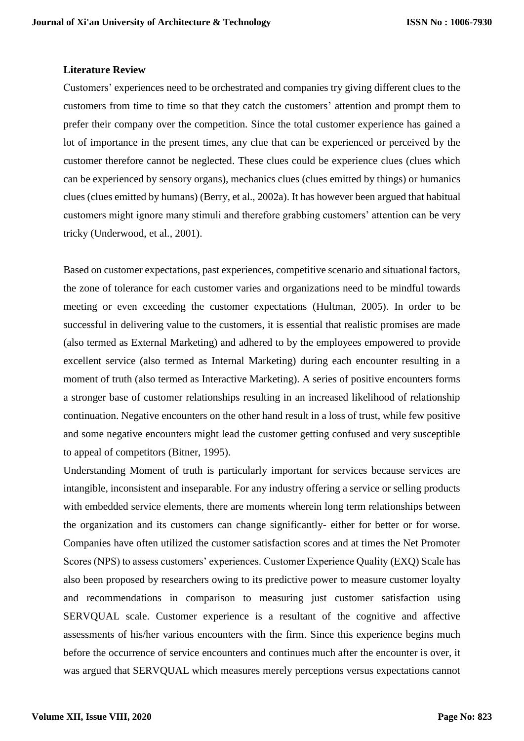**Literature Review**

Customers' experiences need to be orchestrated and companies try giving different clues to the customers from time to time so that they catch the customers' attention and prompt them to prefer their company over the competition. Since the total customer experience has gained a lot of importance in the present times, any clue that can be experienced or perceived by the customer therefore cannot be neglected. These clues could be experience clues (clues which can be experienced by sensory organs), mechanics clues (clues emitted by things) or humanics clues (clues emitted by humans) (Berry, et al., 2002a). It has however been argued that habitual customers might ignore many stimuli and therefore grabbing customers' attention can be very tricky (Underwood, et al., 2001).

Based on customer expectations, past experiences, competitive scenario and situational factors, the zone of tolerance for each customer varies and organizations need to be mindful towards meeting or even exceeding the customer expectations (Hultman, 2005). In order to be successful in delivering value to the customers, it is essential that realistic promises are made (also termed as External Marketing) and adhered to by the employees empowered to provide excellent service (also termed as Internal Marketing) during each encounter resulting in a moment of truth (also termed as Interactive Marketing). A series of positive encounters forms a stronger base of customer relationships resulting in an increased likelihood of relationship continuation. Negative encounters on the other hand result in a loss of trust, while few positive and some negative encounters might lead the customer getting confused and very susceptible to appeal of competitors (Bitner, 1995).

Understanding Moment of truth is particularly important for services because services are intangible, inconsistent and inseparable. For any industry offering a service or selling products with embedded service elements, there are moments wherein long term relationships between the organization and its customers can change significantly- either for better or for worse. Companies have often utilized the customer satisfaction scores and at times the Net Promoter Scores (NPS) to assess customers' experiences. Customer Experience Quality (EXQ) Scale has also been proposed by researchers owing to its predictive power to measure customer loyalty and recommendations in comparison to measuring just customer satisfaction using SERVQUAL scale. Customer experience is a resultant of the cognitive and affective assessments of his/her various encounters with the firm. Since this experience begins much before the occurrence of service encounters and continues much after the encounter is over, it was argued that SERVQUAL which measures merely perceptions versus expectations cannot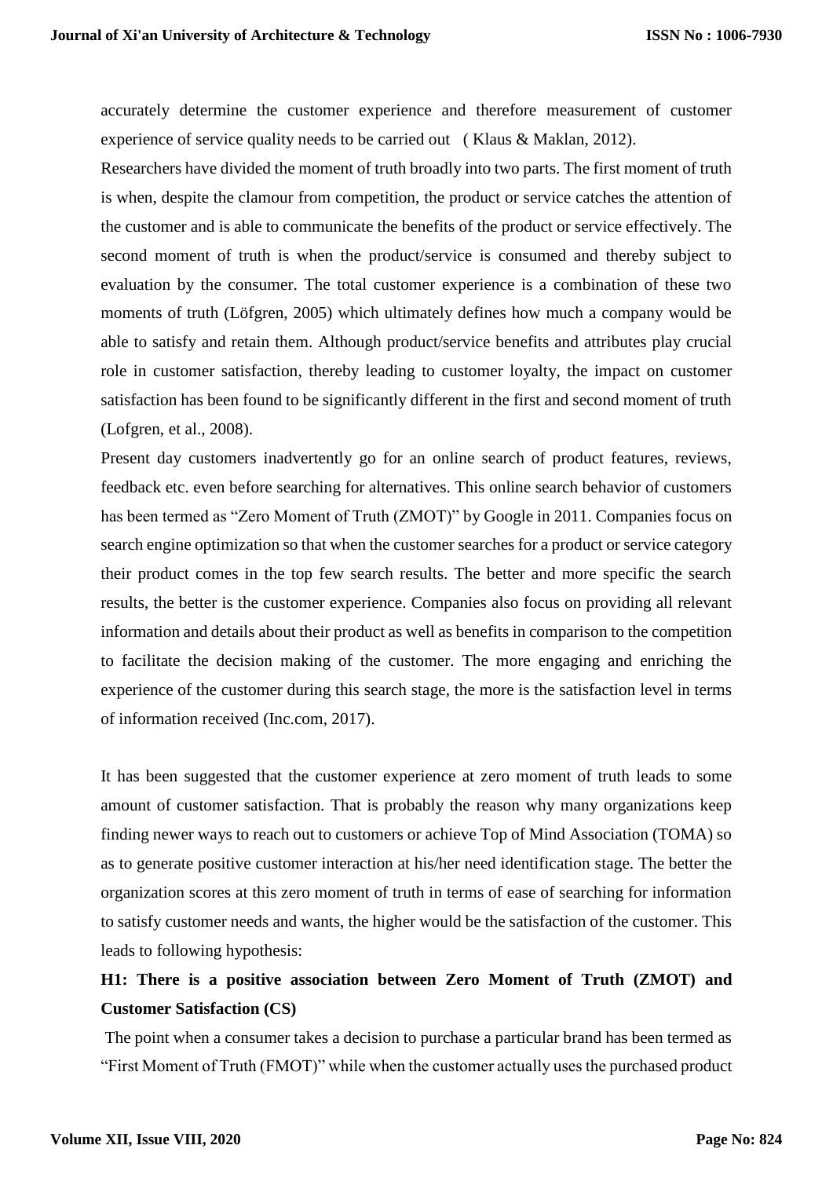accurately determine the customer experience and therefore measurement of customer experience of service quality needs to be carried out ( Klaus & Maklan, 2012).

Researchers have divided the moment of truth broadly into two parts. The first moment of truth is when, despite the clamour from competition, the product or service catches the attention of the customer and is able to communicate the benefits of the product or service effectively. The second moment of truth is when the product/service is consumed and thereby subject to evaluation by the consumer. The total customer experience is a combination of these two moments of truth (Löfgren, 2005) which ultimately defines how much a company would be able to satisfy and retain them. Although product/service benefits and attributes play crucial role in customer satisfaction, thereby leading to customer loyalty, the impact on customer satisfaction has been found to be significantly different in the first and second moment of truth (Lofgren, et al., 2008).

Present day customers inadvertently go for an online search of product features, reviews, feedback etc. even before searching for alternatives. This online search behavior of customers has been termed as "Zero Moment of Truth (ZMOT)" by Google in 2011. Companies focus on search engine optimization so that when the customer searches for a product or service category their product comes in the top few search results. The better and more specific the search results, the better is the customer experience. Companies also focus on providing all relevant information and details about their product as well as benefits in comparison to the competition to facilitate the decision making of the customer. The more engaging and enriching the experience of the customer during this search stage, the more is the satisfaction level in terms of information received (Inc.com, 2017).

It has been suggested that the customer experience at zero moment of truth leads to some amount of customer satisfaction. That is probably the reason why many organizations keep finding newer ways to reach out to customers or achieve Top of Mind Association (TOMA) so as to generate positive customer interaction at his/her need identification stage. The better the organization scores at this zero moment of truth in terms of ease of searching for information to satisfy customer needs and wants, the higher would be the satisfaction of the customer. This leads to following hypothesis:

**H1: There is a positive association between Zero Moment of Truth (ZMOT) and Customer Satisfaction (CS)**

The point when a consumer takes a decision to purchase a particular brand has been termed as "First Moment of Truth (FMOT)" while when the customer actually uses the purchased product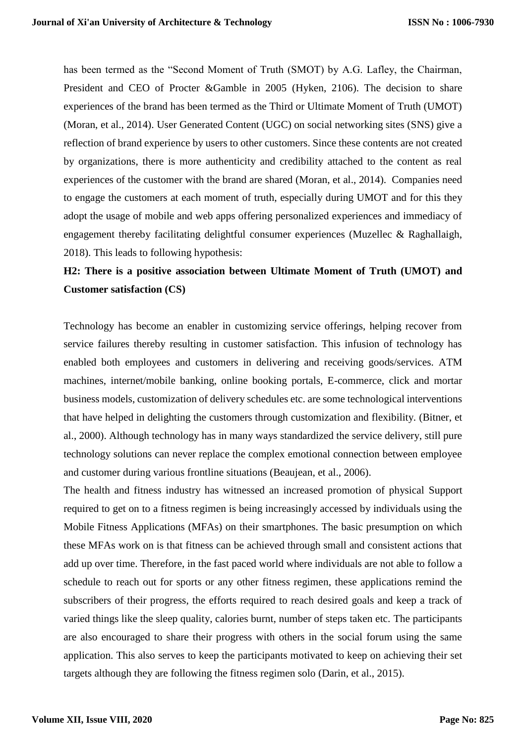has been termed as the "Second Moment of Truth (SMOT) by A.G. Lafley, the Chairman, President and CEO of Procter &Gamble in 2005 (Hyken, 2106). The decision to share experiences of the brand has been termed as the Third or Ultimate Moment of Truth (UMOT) (Moran, et al., 2014). User Generated Content (UGC) on social networking sites (SNS) give a reflection of brand experience by users to other customers. Since these contents are not created by organizations, there is more authenticity and credibility attached to the content as real experiences of the customer with the brand are shared (Moran, et al., 2014). Companies need to engage the customers at each moment of truth, especially during UMOT and for this they adopt the usage of mobile and web apps offering personalized experiences and immediacy of engagement thereby facilitating delightful consumer experiences (Muzellec & Raghallaigh, 2018). This leads to following hypothesis:

**H2: There is a positive association between Ultimate Moment of Truth (UMOT) and Customer satisfaction (CS)**

Technology has become an enabler in customizing service offerings, helping recover from service failures thereby resulting in customer satisfaction. This infusion of technology has enabled both employees and customers in delivering and receiving goods/services. ATM machines, internet/mobile banking, online booking portals, E-commerce, click and mortar business models, customization of delivery schedules etc. are some technological interventions that have helped in delighting the customers through customization and flexibility. (Bitner, et al., 2000). Although technology has in many ways standardized the service delivery, still pure technology solutions can never replace the complex emotional connection between employee and customer during various frontline situations (Beaujean, et al., 2006).

The health and fitness industry has witnessed an increased promotion of physical Support required to get on to a fitness regimen is being increasingly accessed by individuals using the Mobile Fitness Applications (MFAs) on their smartphones. The basic presumption on which these MFAs work on is that fitness can be achieved through small and consistent actions that add up over time. Therefore, in the fast paced world where individuals are not able to follow a schedule to reach out for sports or any other fitness regimen, these applications remind the subscribers of their progress, the efforts required to reach desired goals and keep a track of varied things like the sleep quality, calories burnt, number of steps taken etc. The participants are also encouraged to share their progress with others in the social forum using the same application. This also serves to keep the participants motivated to keep on achieving their set targets although they are following the fitness regimen solo (Darin, et al., 2015).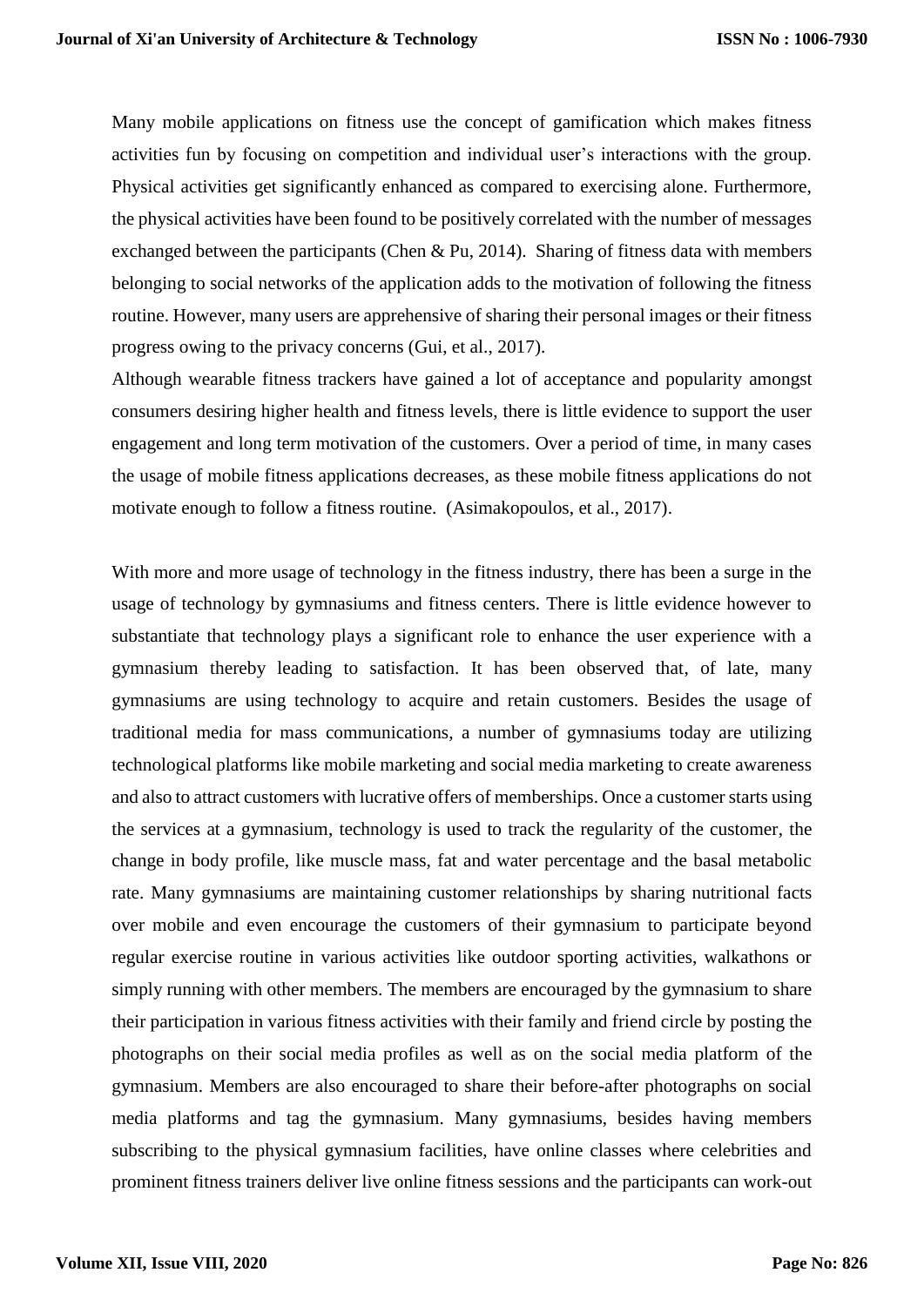Many mobile applications on fitness use the concept of gamification which makes fitness activities fun by focusing on competition and individual user's interactions with the group. Physical activities get significantly enhanced as compared to exercising alone. Furthermore, the physical activities have been found to be positively correlated with the number of messages exchanged between the participants (Chen & Pu, 2014). Sharing of fitness data with members belonging to social networks of the application adds to the motivation of following the fitness routine. However, many users are apprehensive of sharing their personal images or their fitness progress owing to the privacy concerns (Gui, et al., 2017).
Although wearable fitness trackers have gained a lot of acceptance and popularity amongst consumers desiring higher health and fitness levels, there is little evidence to support the user engagement and long term motivation of the customers. Over a period of time, in many cases the usage of mobile fitness applications decreases, as these mobile fitness applications do not motivate enough to follow a fitness routine. (Asimakopoulos, et al., 2017).

With more and more usage of technology in the fitness industry, there has been a surge in the usage of technology by gymnasiums and fitness centers. There is little evidence however to substantiate that technology plays a significant role to enhance the user experience with a gymnasium thereby leading to satisfaction. It has been observed that, of late, many gymnasiums are using technology to acquire and retain customers. Besides the usage of traditional media for mass communications, a number of gymnasiums today are utilizing technological platforms like mobile marketing and social media marketing to create awareness and also to attract customers with lucrative offers of memberships. Once a customer starts using the services at a gymnasium, technology is used to track the regularity of the customer, the change in body profile, like muscle mass, fat and water percentage and the basal metabolic rate. Many gymnasiums are maintaining customer relationships by sharing nutritional facts over mobile and even encourage the customers of their gymnasium to participate beyond regular exercise routine in various activities like outdoor sporting activities, walkathons or simply running with other members. The members are encouraged by the gymnasium to share their participation in various fitness activities with their family and friend circle by posting the photographs on their social media profiles as well as on the social media platform of the gymnasium. Members are also encouraged to share their before-after photographs on social media platforms and tag the gymnasium. Many gymnasiums, besides having members subscribing to the physical gymnasium facilities, have online classes where celebrities and prominent fitness trainers deliver live online fitness sessions and the participants can work-out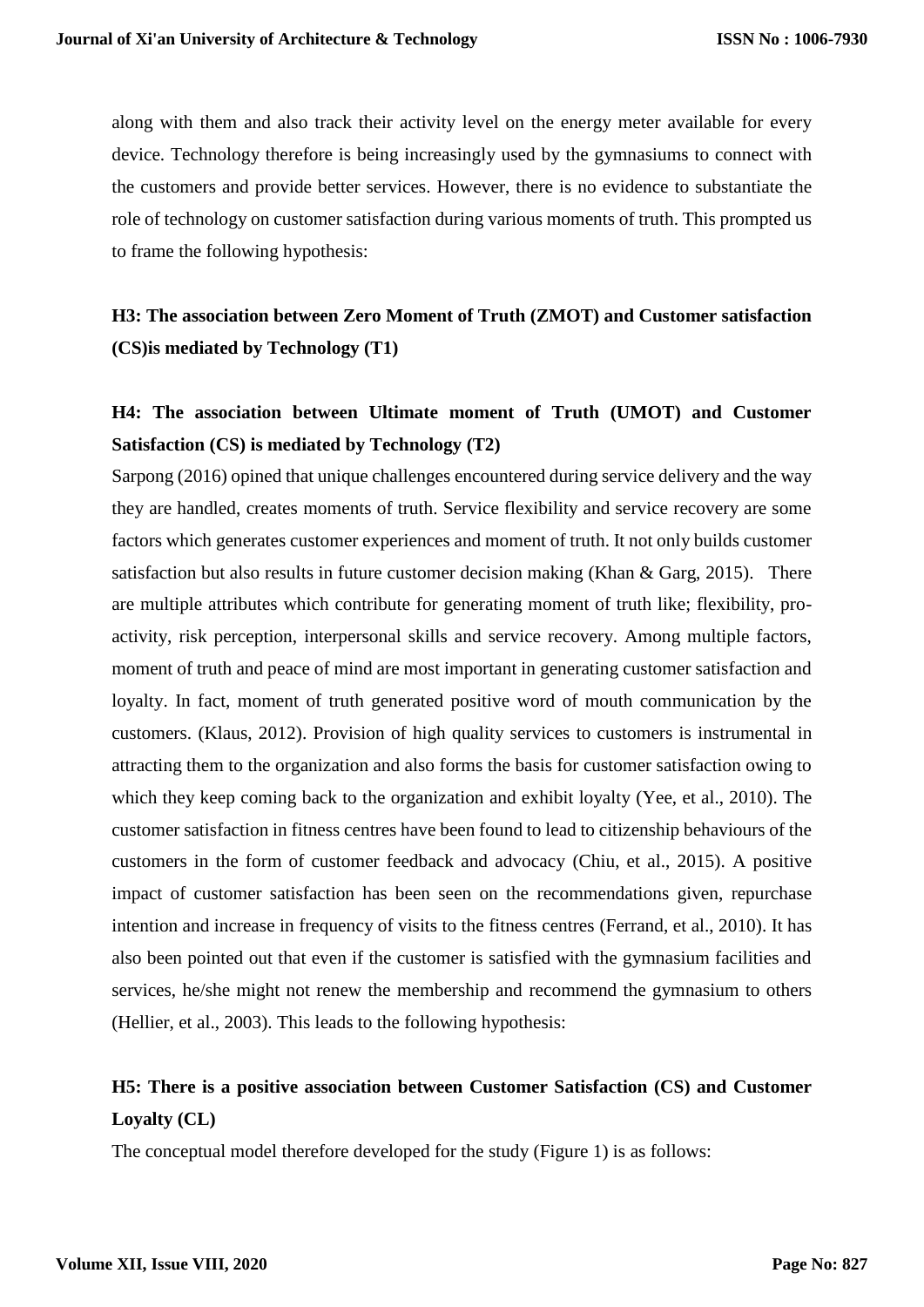along with them and also track their activity level on the energy meter available for every device. Technology therefore is being increasingly used by the gymnasiums to connect with the customers and provide better services. However, there is no evidence to substantiate the role of technology on customer satisfaction during various moments of truth. This prompted us to frame the following hypothesis:

**H3: The association between Zero Moment of Truth (ZMOT) and Customer satisfaction (CS)is mediated by Technology (T1)**

**H4: The association between Ultimate moment of Truth (UMOT) and Customer Satisfaction (CS) is mediated by Technology (T2)**

Sarpong (2016) opined that unique challenges encountered during service delivery and the way they are handled, creates moments of truth. Service flexibility and service recovery are some factors which generates customer experiences and moment of truth. It not only builds customer satisfaction but also results in future customer decision making (Khan & Garg, 2015). There are multiple attributes which contribute for generating moment of truth like; flexibility, pro-activity, risk perception, interpersonal skills and service recovery. Among multiple factors, moment of truth and peace of mind are most important in generating customer satisfaction and loyalty. In fact, moment of truth generated positive word of mouth communication by the customers. (Klaus, 2012). Provision of high quality services to customers is instrumental in attracting them to the organization and also forms the basis for customer satisfaction owing to which they keep coming back to the organization and exhibit loyalty (Yee, et al., 2010). The customer satisfaction in fitness centres have been found to lead to citizenship behaviours of the customers in the form of customer feedback and advocacy (Chiu, et al., 2015). A positive impact of customer satisfaction has been seen on the recommendations given, repurchase intention and increase in frequency of visits to the fitness centres (Ferrand, et al., 2010). It has also been pointed out that even if the customer is satisfied with the gymnasium facilities and services, he/she might not renew the membership and recommend the gymnasium to others (Hellier, et al., 2003). This leads to the following hypothesis:

**H5: There is a positive association between Customer Satisfaction (CS) and Customer Loyalty (CL)**

The conceptual model therefore developed for the study (Figure 1) is as follows: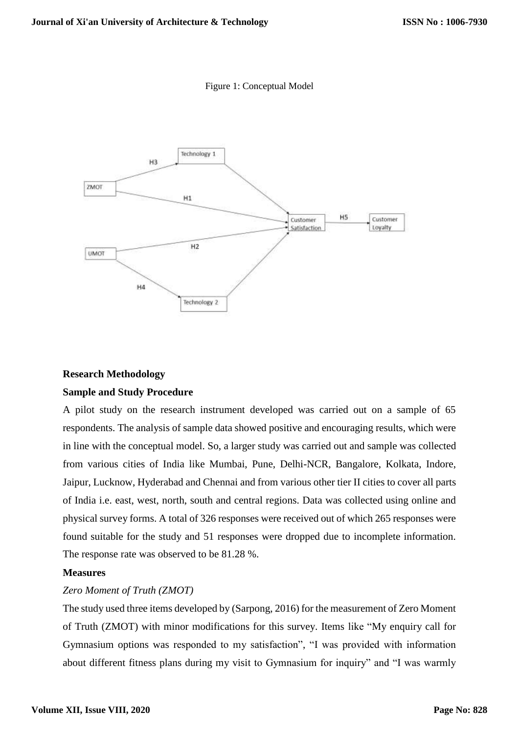Figure 1: Conceptual Model

## Research Methodology

### Sample and Study Procedure

A pilot study on the research instrument developed was carried out on a sample of 65 respondents. The analysis of sample data showed positive and encouraging results, which were in line with the conceptual model. So, a larger study was carried out and sample was collected from various cities of India like Mumbai, Pune, Delhi-NCR, Bangalore, Kolkata, Indore, Jaipur, Lucknow, Hyderabad and Chennai and from various other tier II cities to cover all parts of India i.e. east, west, north, south and central regions. Data was collected using online and physical survey forms. A total of 326 responses were received out of which 265 responses were found suitable for the study and 51 responses were dropped due to incomplete information. The response rate was observed to be 81.28 %.

### Measures

*Zero Moment of Truth (ZMOT)*

The study used three items developed by (Sarpong, 2016) for the measurement of Zero Moment of Truth (ZMOT) with minor modifications for this survey. Items like "My enquiry call for Gymnasium options was responded to my satisfaction", "I was provided with information about different fitness plans during my visit to Gymnasium for inquiry" and "I was warmly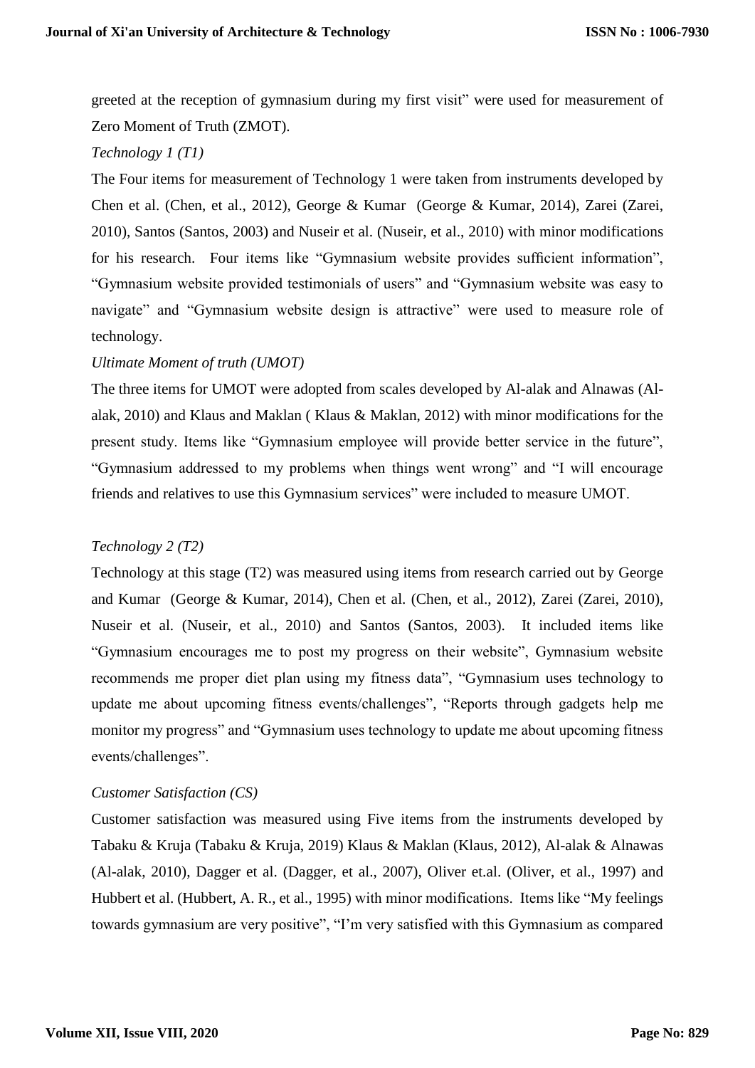greeted at the reception of gymnasium during my first visit" were used for measurement of Zero Moment of Truth (ZMOT).

*Technology 1 (T1)*

The Four items for measurement of Technology 1 were taken from instruments developed by Chen et al. (Chen, et al., 2012), George & Kumar (George & Kumar, 2014), Zarei (Zarei, 2010), Santos (Santos, 2003) and Nuseir et al. (Nuseir, et al., 2010) with minor modifications for his research. Four items like "Gymnasium website provides sufficient information", "Gymnasium website provided testimonials of users" and "Gymnasium website was easy to navigate" and "Gymnasium website design is attractive" were used to measure role of technology.

*Ultimate Moment of truth (UMOT)*

The three items for UMOT were adopted from scales developed by Al-alak and Alnawas (Al-alak, 2010) and Klaus and Maklan ( Klaus & Maklan, 2012) with minor modifications for the present study. Items like "Gymnasium employee will provide better service in the future", "Gymnasium addressed to my problems when things went wrong" and "I will encourage friends and relatives to use this Gymnasium services" were included to measure UMOT.

*Technology 2 (T2)*

Technology at this stage (T2) was measured using items from research carried out by George and Kumar (George & Kumar, 2014), Chen et al. (Chen, et al., 2012), Zarei (Zarei, 2010), Nuseir et al. (Nuseir, et al., 2010) and Santos (Santos, 2003). It included items like "Gymnasium encourages me to post my progress on their website", Gymnasium website recommends me proper diet plan using my fitness data", "Gymnasium uses technology to update me about upcoming fitness events/challenges", "Reports through gadgets help me monitor my progress" and "Gymnasium uses technology to update me about upcoming fitness events/challenges".

*Customer Satisfaction (CS)*

Customer satisfaction was measured using Five items from the instruments developed by Tabaku & Kruja (Tabaku & Kruja, 2019) Klaus & Maklan (Klaus, 2012), Al-alak & Alnawas (Al-alak, 2010), Dagger et al. (Dagger, et al., 2007), Oliver et.al. (Oliver, et al., 1997) and Hubbert et al. (Hubbert, A. R., et al., 1995) with minor modifications. Items like "My feelings towards gymnasium are very positive", "I'm very satisfied with this Gymnasium as compared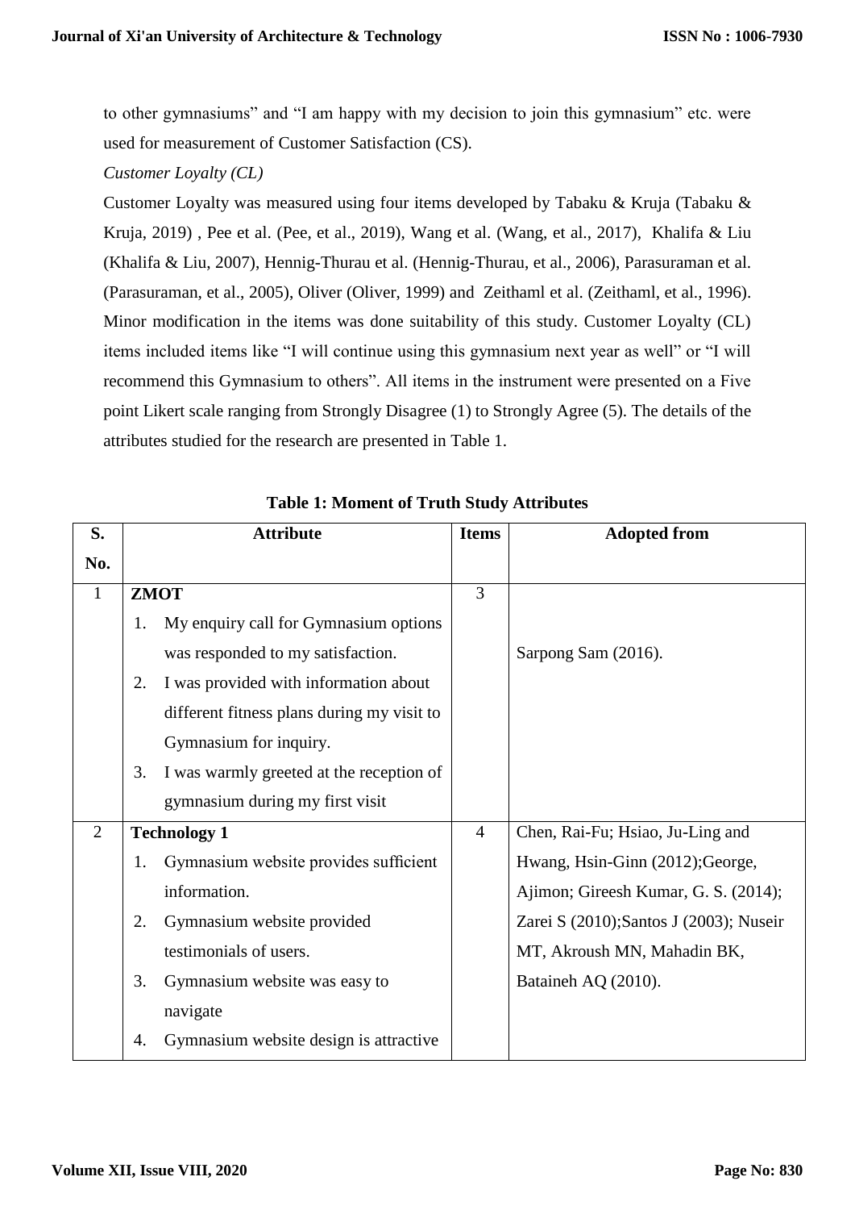to other gymnasiums" and "I am happy with my decision to join this gymnasium" etc. were used for measurement of Customer Satisfaction (CS).

*Customer Loyalty (CL)*

Customer Loyalty was measured using four items developed by Tabaku & Kruja (Tabaku & Kruja, 2019) , Pee et al. (Pee, et al., 2019), Wang et al. (Wang, et al., 2017), Khalifa & Liu (Khalifa & Liu, 2007), Hennig-Thurau et al. (Hennig-Thurau, et al., 2006), Parasuraman et al. (Parasuraman, et al., 2005), Oliver (Oliver, 1999) and Zeithaml et al. (Zeithaml, et al., 1996). Minor modification in the items was done suitability of this study. Customer Loyalty (CL) items included items like "I will continue using this gymnasium next year as well" or "I will recommend this Gymnasium to others". All items in the instrument were presented on a Five point Likert scale ranging from Strongly Disagree (1) to Strongly Agree (5). The details of the attributes studied for the research are presented in Table 1.

**Table 1: Moment of Truth Study Attributes**

| S. No. | Attribute | Items | Adopted from |
|---|---|---|---|
| 1 | **ZMOT**<br>1. My enquiry call for Gymnasium options was responded to my satisfaction.<br>2. I was provided with information about different fitness plans during my visit to Gymnasium for inquiry.<br>3. I was warmly greeted at the reception of gymnasium during my first visit | 3 | Sarpong Sam (2016). |
| 2 | **Technology 1**<br>1. Gymnasium website provides sufficient information.<br>2. Gymnasium website provided testimonials of users.<br>3. Gymnasium website was easy to navigate<br>4. Gymnasium website design is attractive | 4 | Chen, Rai-Fu; Hsiao, Ju-Ling and Hwang, Hsin-Ginn (2012);George, Ajimon; Gireesh Kumar, G. S. (2014); Zarei S (2010);Santos J (2003); Nuseir MT, Akroush MN, Mahadin BK, Bataineh AQ (2010). |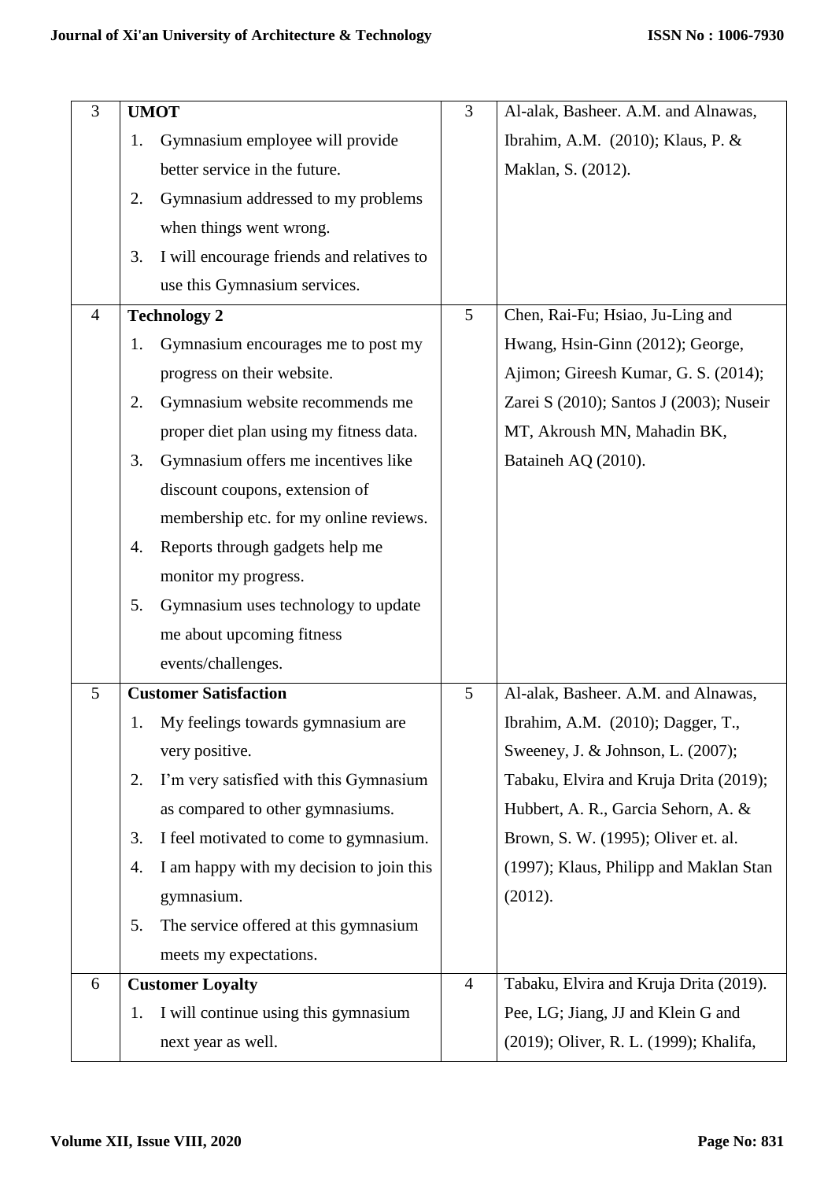| 3 | **UMOT**<br>1. Gymnasium employee will provide better service in the future.<br>2. Gymnasium addressed to my problems when things went wrong.<br>3. I will encourage friends and relatives to use this Gymnasium services. | 3 | Al-alak, Basheer. A.M. and Alnawas, Ibrahim, A.M. (2010); Klaus, P. & Maklan, S. (2012). |
|---|---|---|---|
| 4 | **Technology 2**<br>1. Gymnasium encourages me to post my progress on their website.<br>2. Gymnasium website recommends me proper diet plan using my fitness data.<br>3. Gymnasium offers me incentives like discount coupons, extension of membership etc. for my online reviews.<br>4. Reports through gadgets help me monitor my progress.<br>5. Gymnasium uses technology to update me about upcoming fitness events/challenges. | 5 | Chen, Rai-Fu; Hsiao, Ju-Ling and Hwang, Hsin-Ginn (2012); George, Ajimon; Gireesh Kumar, G. S. (2014); Zarei S (2010); Santos J (2003); Nuseir MT, Akroush MN, Mahadin BK, Bataineh AQ (2010). |
| 5 | **Customer Satisfaction**<br>1. My feelings towards gymnasium are very positive.<br>2. I'm very satisfied with this Gymnasium as compared to other gymnasiums.<br>3. I feel motivated to come to gymnasium.<br>4. I am happy with my decision to join this gymnasium.<br>5. The service offered at this gymnasium meets my expectations. | 5 | Al-alak, Basheer. A.M. and Alnawas, Ibrahim, A.M. (2010); Dagger, T., Sweeney, J. & Johnson, L. (2007); Tabaku, Elvira and Kruja Drita (2019); Hubbert, A. R., Garcia Sehorn, A. & Brown, S. W. (1995); Oliver et. al. (1997); Klaus, Philipp and Maklan Stan (2012). |
| 6 | **Customer Loyalty**<br>1. I will continue using this gymnasium next year as well. | 4 | Tabaku, Elvira and Kruja Drita (2019). Pee, LG; Jiang, JJ and Klein G and (2019); Oliver, R. L. (1999); Khalifa, |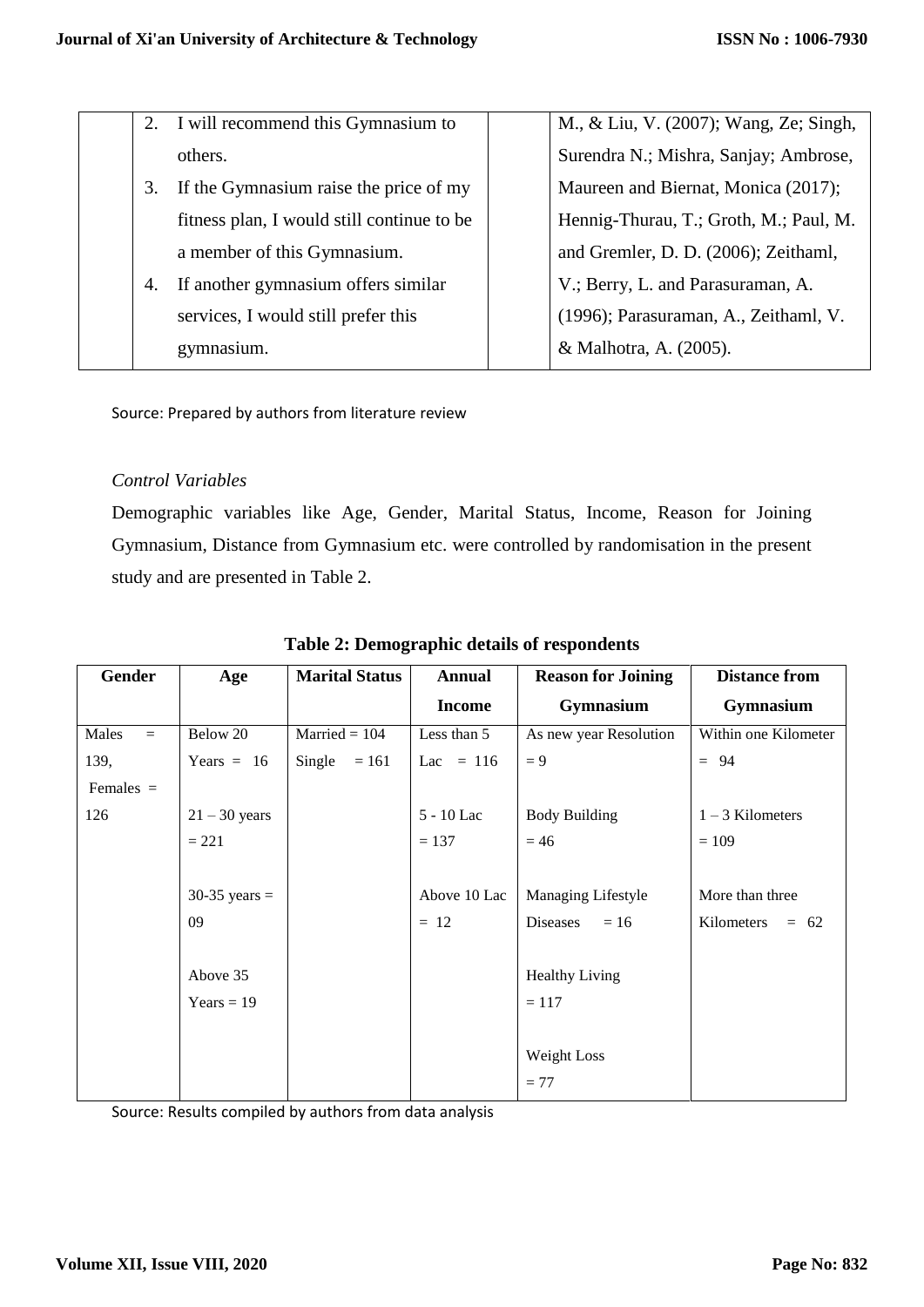|  | 2. I will recommend this Gymnasium to others.<br>3. If the Gymnasium raise the price of my fitness plan, I would still continue to be a member of this Gymnasium.<br>4. If another gymnasium offers similar services, I would still prefer this gymnasium. |  | M., & Liu, V. (2007); Wang, Ze; Singh, Surendra N.; Mishra, Sanjay; Ambrose, Maureen and Biernat, Monica (2017); Hennig-Thurau, T.; Groth, M.; Paul, M. and Gremler, D. D. (2006); Zeithaml, V.; Berry, L. and Parasuraman, A. (1996); Parasuraman, A., Zeithaml, V. & Malhotra, A. (2005). |
|---|---|---|---|

Source: Prepared by authors from literature review

*Control Variables*

Demographic variables like Age, Gender, Marital Status, Income, Reason for Joining Gymnasium, Distance from Gymnasium etc. were controlled by randomisation in the present study and are presented in Table 2.

**Table 2: Demographic details of respondents**

| Gender | Age | Marital Status | Annual Income | Reason for Joining Gymnasium | Distance from Gymnasium |
|---|---|---|---|---|---|
| Males = 139, Females = 126 | Below 20 Years = 16 | Married = 104 | Less than 5 Lac = 116 | As new year Resolution = 9 | Within one Kilometer = 94 |
| | 21 – 30 years = 221 | Single = 161 | 5 - 10 Lac = 137 | Body Building = 46 | 1 – 3 Kilometers = 109 |
| | 30-35 years = 09 | | Above 10 Lac = 12 | Managing Lifestyle Diseases = 16 | More than three Kilometers = 62 |
| | Above 35 Years = 19 | | | Healthy Living = 117 | |
| | | | | Weight Loss = 77 | |

Source: Results compiled by authors from data analysis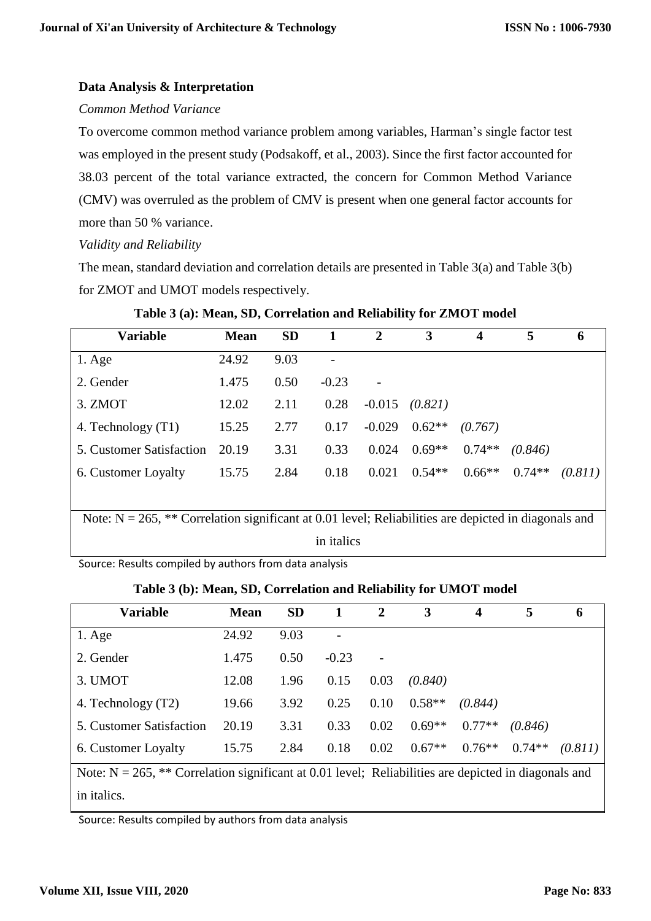### Data Analysis & Interpretation

*Common Method Variance*

To overcome common method variance problem among variables, Harman's single factor test was employed in the present study (Podsakoff, et al., 2003). Since the first factor accounted for 38.03 percent of the total variance extracted, the concern for Common Method Variance (CMV) was overruled as the problem of CMV is present when one general factor accounts for more than 50 % variance.

*Validity and Reliability*

The mean, standard deviation and correlation details are presented in Table 3(a) and Table 3(b) for ZMOT and UMOT models respectively.

**Table 3 (a): Mean, SD, Correlation and Reliability for ZMOT model**

| Variable | Mean | SD | 1 | 2 | 3 | 4 | 5 | 6 |
|---|---|---|---|---|---|---|---|---|
| 1. Age | 24.92 | 9.03 | - | | | | | |
| 2. Gender | 1.475 | 0.50 | -0.23 | - | | | | |
| 3. ZMOT | 12.02 | 2.11 | 0.28 | -0.015 | *(0.821)* | | | |
| 4. Technology (T1) | 15.25 | 2.77 | 0.17 | -0.029 | 0.62** | *(0.767)* | | |
| 5. Customer Satisfaction | 20.19 | 3.31 | 0.33 | 0.024 | 0.69** | 0.74** | *(0.846)* | |
| 6. Customer Loyalty | 15.75 | 2.84 | 0.18 | 0.021 | 0.54** | 0.66** | 0.74** | *(0.811)* |

Note: N = 265, ** Correlation significant at 0.01 level; Reliabilities are depicted in diagonals and in italics

Source: Results compiled by authors from data analysis

**Table 3 (b): Mean, SD, Correlation and Reliability for UMOT model**

| Variable | Mean | SD | 1 | 2 | 3 | 4 | 5 | 6 |
|---|---|---|---|---|---|---|---|---|
| 1. Age | 24.92 | 9.03 | - | | | | | |
| 2. Gender | 1.475 | 0.50 | -0.23 | - | | | | |
| 3. UMOT | 12.08 | 1.96 | 0.15 | 0.03 | *(0.840)* | | | |
| 4. Technology (T2) | 19.66 | 3.92 | 0.25 | 0.10 | 0.58** | *(0.844)* | | |
| 5. Customer Satisfaction | 20.19 | 3.31 | 0.33 | 0.02 | 0.69** | 0.77** | *(0.846)* | |
| 6. Customer Loyalty | 15.75 | 2.84 | 0.18 | 0.02 | 0.67** | 0.76** | 0.74** | *(0.811)* |

Note: N = 265, ** Correlation significant at 0.01 level; Reliabilities are depicted in diagonals and in italics.

Source: Results compiled by authors from data analysis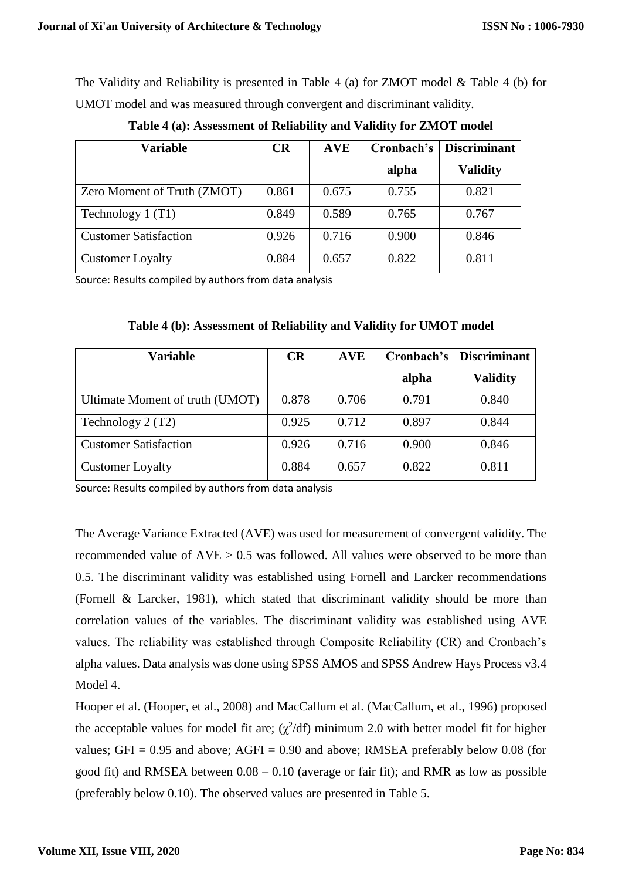The Validity and Reliability is presented in Table 4 (a) for ZMOT model & Table 4 (b) for UMOT model and was measured through convergent and discriminant validity.

**Table 4 (a): Assessment of Reliability and Validity for ZMOT model**

| Variable | CR | AVE | Cronbach's alpha | Discriminant Validity |
|---|---|---|---|---|
| Zero Moment of Truth (ZMOT) | 0.861 | 0.675 | 0.755 | 0.821 |
| Technology 1 (T1) | 0.849 | 0.589 | 0.765 | 0.767 |
| Customer Satisfaction | 0.926 | 0.716 | 0.900 | 0.846 |
| Customer Loyalty | 0.884 | 0.657 | 0.822 | 0.811 |

Source: Results compiled by authors from data analysis

**Table 4 (b): Assessment of Reliability and Validity for UMOT model**

| Variable | CR | AVE | Cronbach's alpha | Discriminant Validity |
|---|---|---|---|---|
| Ultimate Moment of truth (UMOT) | 0.878 | 0.706 | 0.791 | 0.840 |
| Technology 2 (T2) | 0.925 | 0.712 | 0.897 | 0.844 |
| Customer Satisfaction | 0.926 | 0.716 | 0.900 | 0.846 |
| Customer Loyalty | 0.884 | 0.657 | 0.822 | 0.811 |

Source: Results compiled by authors from data analysis

The Average Variance Extracted (AVE) was used for measurement of convergent validity. The recommended value of AVE > 0.5 was followed. All values were observed to be more than 0.5. The discriminant validity was established using Fornell and Larcker recommendations (Fornell & Larcker, 1981), which stated that discriminant validity should be more than correlation values of the variables. The discriminant validity was established using AVE values. The reliability was established through Composite Reliability (CR) and Cronbach's alpha values. Data analysis was done using SPSS AMOS and SPSS Andrew Hays Process v3.4 Model 4.

Hooper et al. (Hooper, et al., 2008) and MacCallum et al. (MacCallum, et al., 1996) proposed the acceptable values for model fit are; ($\chi^2$/df) minimum 2.0 with better model fit for higher values; GFI = 0.95 and above; AGFI = 0.90 and above; RMSEA preferably below 0.08 (for good fit) and RMSEA between 0.08 – 0.10 (average or fair fit); and RMR as low as possible (preferably below 0.10). The observed values are presented in Table 5.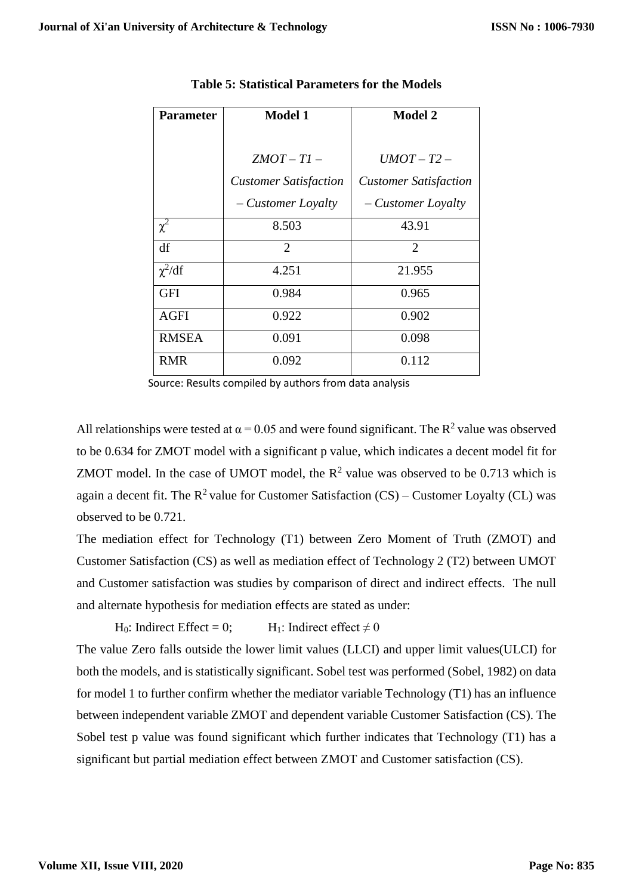**Table 5: Statistical Parameters for the Models**

| Parameter | Model 1<br><br>*ZMOT – T1 – Customer Satisfaction – Customer Loyalty* | Model 2<br><br>*UMOT – T2 – Customer Satisfaction – Customer Loyalty* |
|---|---|---|
| $\chi^2$ | 8.503 | 43.91 |
| df | 2 | 2 |
| $\chi^2$/df | 4.251 | 21.955 |
| GFI | 0.984 | 0.965 |
| AGFI | 0.922 | 0.902 |
| RMSEA | 0.091 | 0.098 |
| RMR | 0.092 | 0.112 |

Source: Results compiled by authors from data analysis

All relationships were tested at $\alpha = 0.05$ and were found significant. The $R^2$ value was observed to be 0.634 for ZMOT model with a significant p value, which indicates a decent model fit for ZMOT model. In the case of UMOT model, the $R^2$ value was observed to be 0.713 which is again a decent fit. The $R^2$ value for Customer Satisfaction (CS) – Customer Loyalty (CL) was observed to be 0.721.

The mediation effect for Technology (T1) between Zero Moment of Truth (ZMOT) and Customer Satisfaction (CS) as well as mediation effect of Technology 2 (T2) between UMOT and Customer satisfaction was studies by comparison of direct and indirect effects. The null and alternate hypothesis for mediation effects are stated as under:

$H_0$: Indirect Effect = 0; $H_1$: Indirect effect $\neq 0$

The value Zero falls outside the lower limit values (LLCI) and upper limit values(ULCI) for both the models, and is statistically significant. Sobel test was performed (Sobel, 1982) on data for model 1 to further confirm whether the mediator variable Technology (T1) has an influence between independent variable ZMOT and dependent variable Customer Satisfaction (CS). The Sobel test p value was found significant which further indicates that Technology (T1) has a significant but partial mediation effect between ZMOT and Customer satisfaction (CS).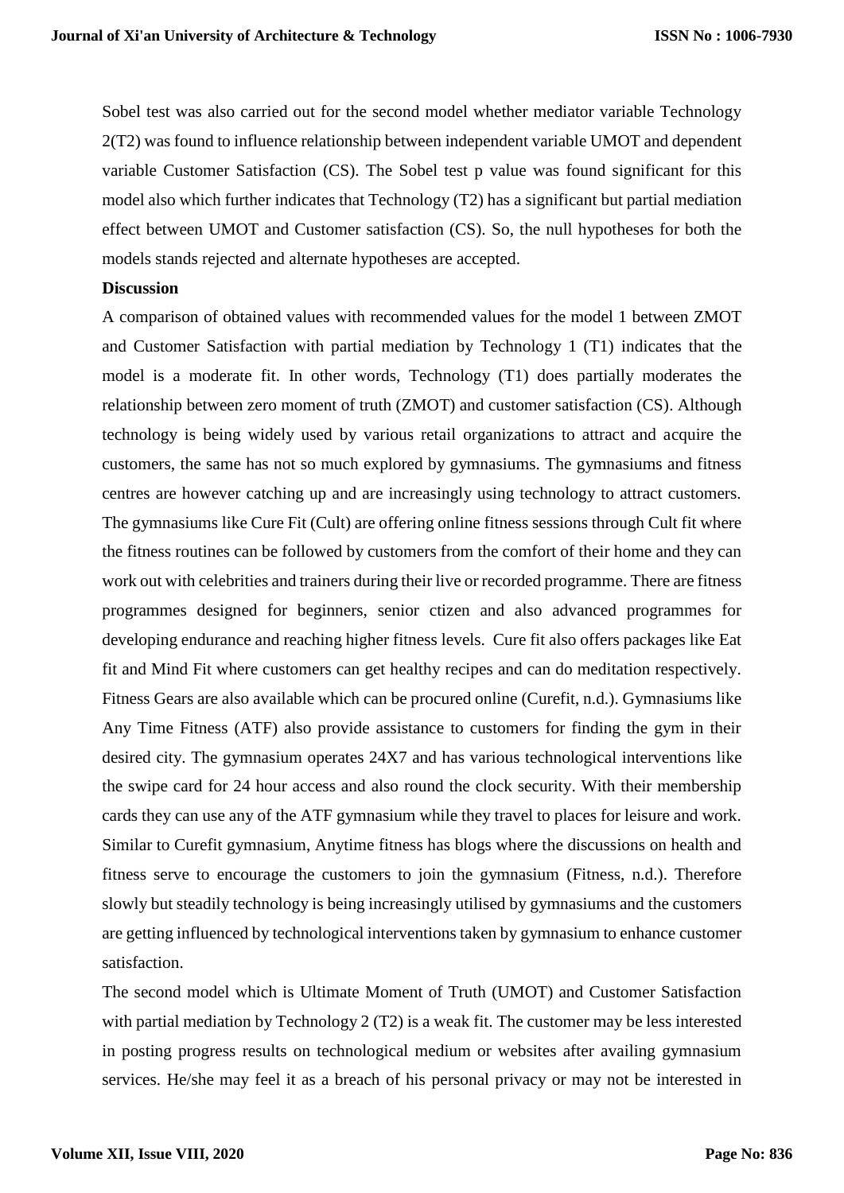Sobel test was also carried out for the second model whether mediator variable Technology 2(T2) was found to influence relationship between independent variable UMOT and dependent variable Customer Satisfaction (CS). The Sobel test p value was found significant for this model also which further indicates that Technology (T2) has a significant but partial mediation effect between UMOT and Customer satisfaction (CS). So, the null hypotheses for both the models stands rejected and alternate hypotheses are accepted.

**Discussion**

A comparison of obtained values with recommended values for the model 1 between ZMOT and Customer Satisfaction with partial mediation by Technology 1 (T1) indicates that the model is a moderate fit. In other words, Technology (T1) does partially moderates the relationship between zero moment of truth (ZMOT) and customer satisfaction (CS). Although technology is being widely used by various retail organizations to attract and acquire the customers, the same has not so much explored by gymnasiums. The gymnasiums and fitness centres are however catching up and are increasingly using technology to attract customers. The gymnasiums like Cure Fit (Cult) are offering online fitness sessions through Cult fit where the fitness routines can be followed by customers from the comfort of their home and they can work out with celebrities and trainers during their live or recorded programme. There are fitness programmes designed for beginners, senior ctizen and also advanced programmes for developing endurance and reaching higher fitness levels. Cure fit also offers packages like Eat fit and Mind Fit where customers can get healthy recipes and can do meditation respectively. Fitness Gears are also available which can be procured online (Curefit, n.d.). Gymnasiums like Any Time Fitness (ATF) also provide assistance to customers for finding the gym in their desired city. The gymnasium operates 24X7 and has various technological interventions like the swipe card for 24 hour access and also round the clock security. With their membership cards they can use any of the ATF gymnasium while they travel to places for leisure and work. Similar to Curefit gymnasium, Anytime fitness has blogs where the discussions on health and fitness serve to encourage the customers to join the gymnasium (Fitness, n.d.). Therefore slowly but steadily technology is being increasingly utilised by gymnasiums and the customers are getting influenced by technological interventions taken by gymnasium to enhance customer satisfaction.

The second model which is Ultimate Moment of Truth (UMOT) and Customer Satisfaction with partial mediation by Technology 2 (T2) is a weak fit. The customer may be less interested in posting progress results on technological medium or websites after availing gymnasium services. He/she may feel it as a breach of his personal privacy or may not be interested in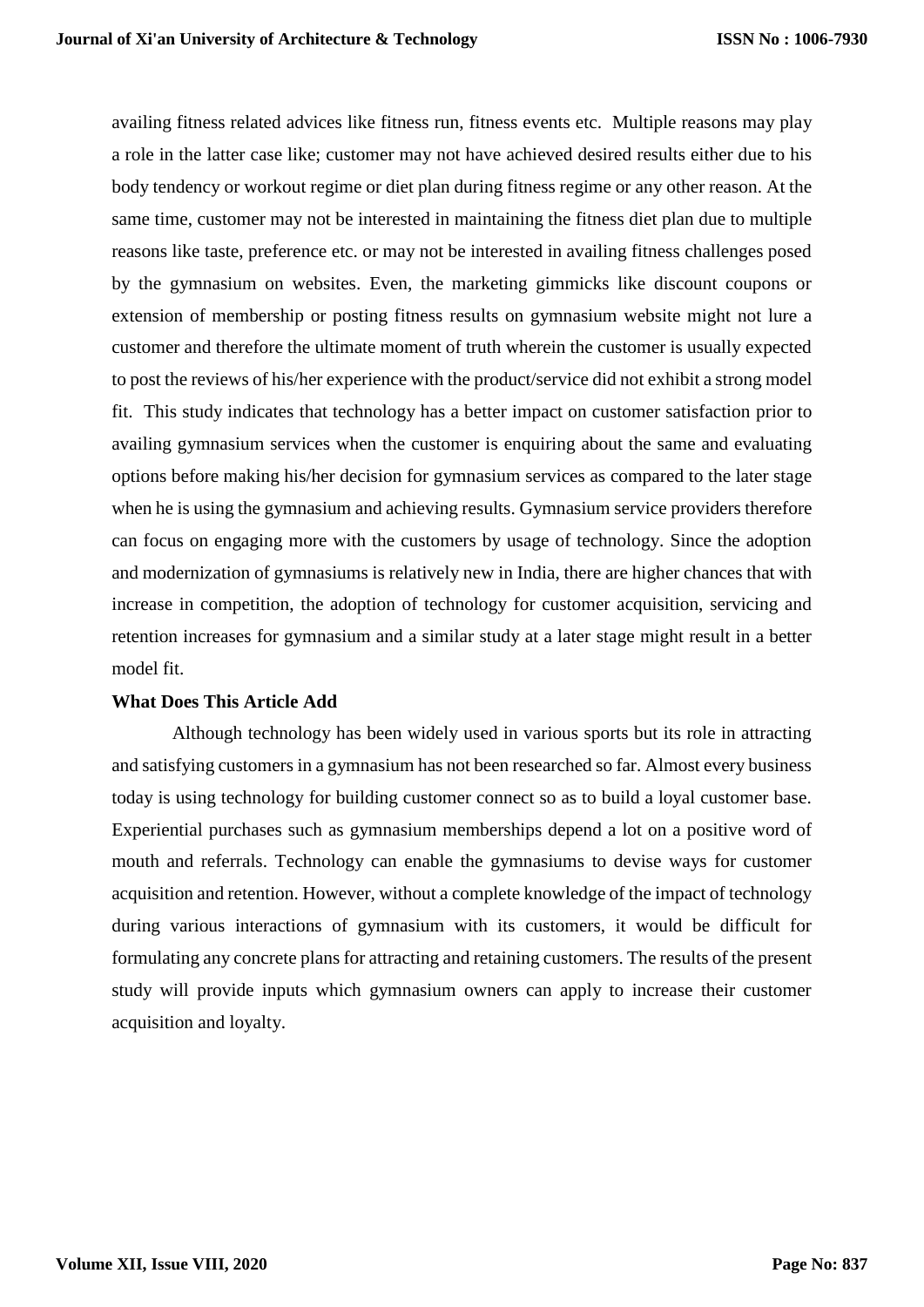availing fitness related advices like fitness run, fitness events etc. Multiple reasons may play a role in the latter case like; customer may not have achieved desired results either due to his body tendency or workout regime or diet plan during fitness regime or any other reason. At the same time, customer may not be interested in maintaining the fitness diet plan due to multiple reasons like taste, preference etc. or may not be interested in availing fitness challenges posed by the gymnasium on websites. Even, the marketing gimmicks like discount coupons or extension of membership or posting fitness results on gymnasium website might not lure a customer and therefore the ultimate moment of truth wherein the customer is usually expected to post the reviews of his/her experience with the product/service did not exhibit a strong model fit. This study indicates that technology has a better impact on customer satisfaction prior to availing gymnasium services when the customer is enquiring about the same and evaluating options before making his/her decision for gymnasium services as compared to the later stage when he is using the gymnasium and achieving results. Gymnasium service providers therefore can focus on engaging more with the customers by usage of technology. Since the adoption and modernization of gymnasiums is relatively new in India, there are higher chances that with increase in competition, the adoption of technology for customer acquisition, servicing and retention increases for gymnasium and a similar study at a later stage might result in a better model fit.

**What Does This Article Add**

Although technology has been widely used in various sports but its role in attracting and satisfying customers in a gymnasium has not been researched so far. Almost every business today is using technology for building customer connect so as to build a loyal customer base. Experiential purchases such as gymnasium memberships depend a lot on a positive word of mouth and referrals. Technology can enable the gymnasiums to devise ways for customer acquisition and retention. However, without a complete knowledge of the impact of technology during various interactions of gymnasium with its customers, it would be difficult for formulating any concrete plans for attracting and retaining customers. The results of the present study will provide inputs which gymnasium owners can apply to increase their customer acquisition and loyalty.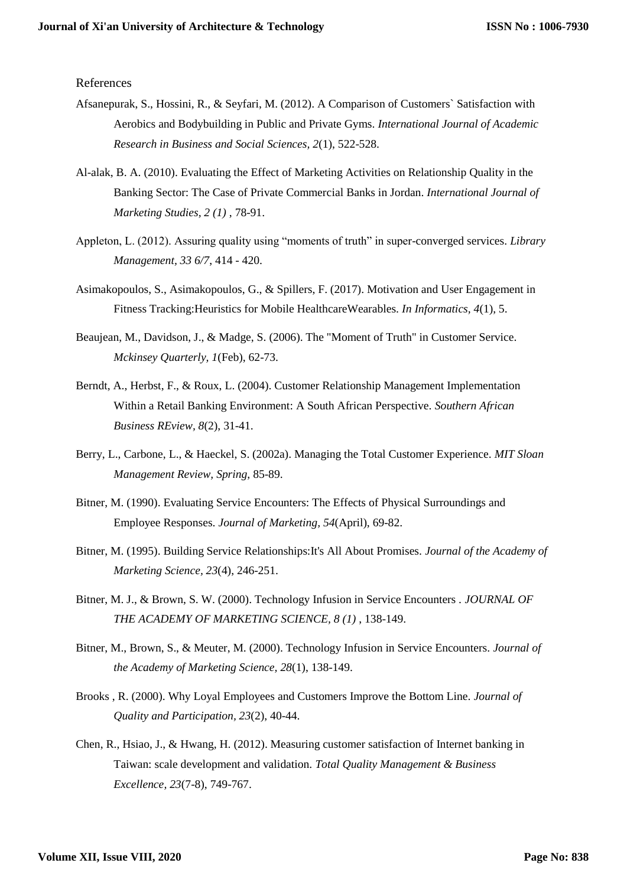References

Afsanepurak, S., Hossini, R., & Seyfari, M. (2012). A Comparison of Customers` Satisfaction with Aerobics and Bodybuilding in Public and Private Gyms. *International Journal of Academic Research in Business and Social Sciences, 2*(1), 522-528.

Al-alak, B. A. (2010). Evaluating the Effect of Marketing Activities on Relationship Quality in the Banking Sector: The Case of Private Commercial Banks in Jordan. *International Journal of Marketing Studies, 2 (1)* , 78-91.

Appleton, L. (2012). Assuring quality using "moments of truth" in super-converged services. *Library Management, 33 6/7*, 414 - 420.

Asimakopoulos, S., Asimakopoulos, G., & Spillers, F. (2017). Motivation and User Engagement in Fitness Tracking:Heuristics for Mobile HealthcareWearables. *In Informatics, 4*(1), 5.

Beaujean, M., Davidson, J., & Madge, S. (2006). The "Moment of Truth" in Customer Service. *Mckinsey Quarterly, 1*(Feb), 62-73.

Berndt, A., Herbst, F., & Roux, L. (2004). Customer Relationship Management Implementation Within a Retail Banking Environment: A South African Perspective. *Southern African Business REview, 8*(2), 31-41.

Berry, L., Carbone, L., & Haeckel, S. (2002a). Managing the Total Customer Experience. *MIT Sloan Management Review, Spring*, 85-89.

Bitner, M. (1990). Evaluating Service Encounters: The Effects of Physical Surroundings and Employee Responses. *Journal of Marketing, 54*(April), 69-82.

Bitner, M. (1995). Building Service Relationships:It's All About Promises. *Journal of the Academy of Marketing Science, 23*(4), 246-251.

Bitner, M. J., & Brown, S. W. (2000). Technology Infusion in Service Encounters . *JOURNAL OF THE ACADEMY OF MARKETING SCIENCE, 8 (1)* , 138-149.

Bitner, M., Brown, S., & Meuter, M. (2000). Technology Infusion in Service Encounters. *Journal of the Academy of Marketing Science, 28*(1), 138-149.

Brooks , R. (2000). Why Loyal Employees and Customers Improve the Bottom Line. *Journal of Quality and Participation, 23*(2), 40-44.

Chen, R., Hsiao, J., & Hwang, H. (2012). Measuring customer satisfaction of Internet banking in Taiwan: scale development and validation. *Total Quality Management & Business Excellence, 23*(7-8), 749-767.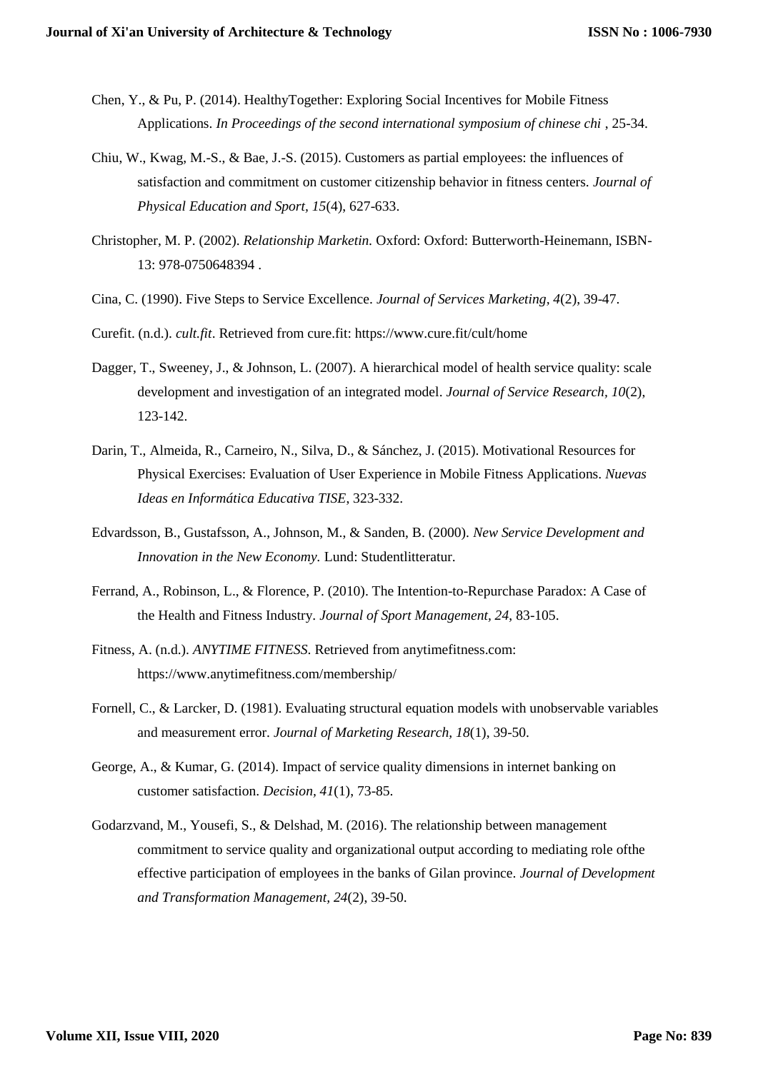Chen, Y., & Pu, P. (2014). HealthyTogether: Exploring Social Incentives for Mobile Fitness Applications. *In Proceedings of the second international symposium of chinese chi* , 25-34.

Chiu, W., Kwag, M.-S., & Bae, J.-S. (2015). Customers as partial employees: the influences of satisfaction and commitment on customer citizenship behavior in fitness centers. *Journal of Physical Education and Sport, 15*(4), 627-633.

Christopher, M. P. (2002). *Relationship Marketin.* Oxford: Oxford: Butterworth-Heinemann, ISBN-13: 978-0750648394 .

Cina, C. (1990). Five Steps to Service Excellence. *Journal of Services Marketing, 4*(2), 39-47.

Curefit. (n.d.). *cult.fit*. Retrieved from cure.fit: https://www.cure.fit/cult/home

Dagger, T., Sweeney, J., & Johnson, L. (2007). A hierarchical model of health service quality: scale development and investigation of an integrated model. *Journal of Service Research, 10*(2), 123-142.

Darin, T., Almeida, R., Carneiro, N., Silva, D., & Sánchez, J. (2015). Motivational Resources for Physical Exercises: Evaluation of User Experience in Mobile Fitness Applications. *Nuevas Ideas en Informática Educativa TISE*, 323-332.

Edvardsson, B., Gustafsson, A., Johnson, M., & Sanden, B. (2000). *New Service Development and Innovation in the New Economy.* Lund: Studentlitteratur.

Ferrand, A., Robinson, L., & Florence, P. (2010). The Intention-to-Repurchase Paradox: A Case of the Health and Fitness Industry. *Journal of Sport Management, 24*, 83-105.

Fitness, A. (n.d.). *ANYTIME FITNESS*. Retrieved from anytimefitness.com: https://www.anytimefitness.com/membership/

Fornell, C., & Larcker, D. (1981). Evaluating structural equation models with unobservable variables and measurement error. *Journal of Marketing Research, 18*(1), 39-50.

George, A., & Kumar, G. (2014). Impact of service quality dimensions in internet banking on customer satisfaction. *Decision, 41*(1), 73-85.

Godarzvand, M., Yousefi, S., & Delshad, M. (2016). The relationship between management commitment to service quality and organizational output according to mediating role ofthe effective participation of employees in the banks of Gilan province. *Journal of Development and Transformation Management, 24*(2), 39-50.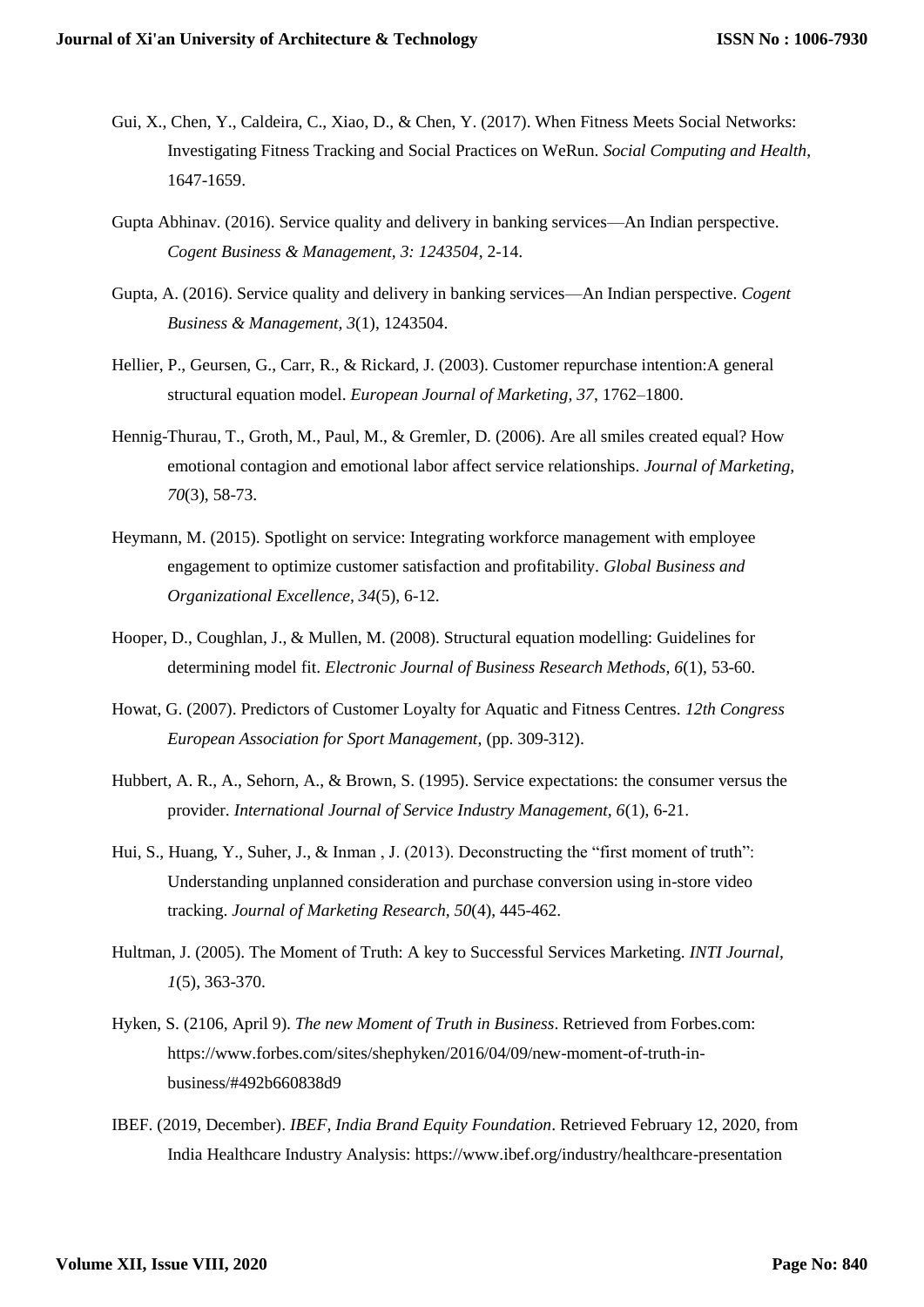Gui, X., Chen, Y., Caldeira, C., Xiao, D., & Chen, Y. (2017). When Fitness Meets Social Networks: Investigating Fitness Tracking and Social Practices on WeRun. *Social Computing and Health*, 1647-1659.

Gupta Abhinav. (2016). Service quality and delivery in banking services—An Indian perspective. *Cogent Business & Management, 3: 1243504*, 2-14.

Gupta, A. (2016). Service quality and delivery in banking services—An Indian perspective. *Cogent Business & Management, 3*(1), 1243504.

Hellier, P., Geursen, G., Carr, R., & Rickard, J. (2003). Customer repurchase intention:A general structural equation model. *European Journal of Marketing, 37*, 1762–1800.

Hennig-Thurau, T., Groth, M., Paul, M., & Gremler, D. (2006). Are all smiles created equal? How emotional contagion and emotional labor affect service relationships. *Journal of Marketing, 70*(3), 58-73.

Heymann, M. (2015). Spotlight on service: Integrating workforce management with employee engagement to optimize customer satisfaction and profitability. *Global Business and Organizational Excellence, 34*(5), 6-12.

Hooper, D., Coughlan, J., & Mullen, M. (2008). Structural equation modelling: Guidelines for determining model fit. *Electronic Journal of Business Research Methods, 6*(1), 53-60.

Howat, G. (2007). Predictors of Customer Loyalty for Aquatic and Fitness Centres. *12th Congress European Association for Sport Management*, (pp. 309-312).

Hubbert, A. R., A., Sehorn, A., & Brown, S. (1995). Service expectations: the consumer versus the provider. *International Journal of Service Industry Management, 6*(1), 6-21.

Hui, S., Huang, Y., Suher, J., & Inman , J. (2013). Deconstructing the "first moment of truth": Understanding unplanned consideration and purchase conversion using in-store video tracking. *Journal of Marketing Research, 50*(4), 445-462.

Hultman, J. (2005). The Moment of Truth: A key to Successful Services Marketing. *INTI Journal, 1*(5), 363-370.

Hyken, S. (2106, April 9). *The new Moment of Truth in Business*. Retrieved from Forbes.com: https://www.forbes.com/sites/shephyken/2016/04/09/new-moment-of-truth-in-business/#492b660838d9

IBEF. (2019, December). *IBEF, India Brand Equity Foundation*. Retrieved February 12, 2020, from India Healthcare Industry Analysis: https://www.ibef.org/industry/healthcare-presentation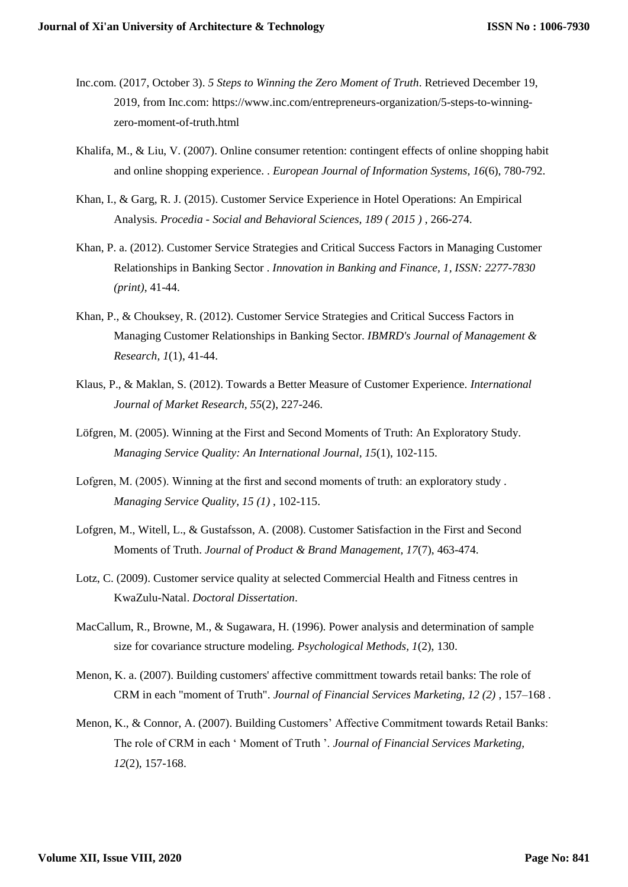Inc.com. (2017, October 3). *5 Steps to Winning the Zero Moment of Truth*. Retrieved December 19, 2019, from Inc.com: https://www.inc.com/entrepreneurs-organization/5-steps-to-winning-zero-moment-of-truth.html

Khalifa, M., & Liu, V. (2007). Online consumer retention: contingent effects of online shopping habit and online shopping experience. . *European Journal of Information Systems, 16*(6), 780-792.

Khan, I., & Garg, R. J. (2015). Customer Service Experience in Hotel Operations: An Empirical Analysis. *Procedia - Social and Behavioral Sciences, 189 ( 2015 )* , 266-274.

Khan, P. a. (2012). Customer Service Strategies and Critical Success Factors in Managing Customer Relationships in Banking Sector . *Innovation in Banking and Finance, 1, ISSN: 2277-7830 (print)*, 41-44.

Khan, P., & Chouksey, R. (2012). Customer Service Strategies and Critical Success Factors in Managing Customer Relationships in Banking Sector. *IBMRD's Journal of Management & Research, 1*(1), 41-44.

Klaus, P., & Maklan, S. (2012). Towards a Better Measure of Customer Experience. *International Journal of Market Research, 55*(2), 227-246.

Löfgren, M. (2005). Winning at the First and Second Moments of Truth: An Exploratory Study. *Managing Service Quality: An International Journal, 15*(1), 102-115.

Lofgren, M. (2005). Winning at the first and second moments of truth: an exploratory study . *Managing Service Quality, 15 (1)* , 102-115.

Lofgren, M., Witell, L., & Gustafsson, A. (2008). Customer Satisfaction in the First and Second Moments of Truth. *Journal of Product & Brand Management, 17*(7), 463-474.

Lotz, C. (2009). Customer service quality at selected Commercial Health and Fitness centres in KwaZulu-Natal. *Doctoral Dissertation*.

MacCallum, R., Browne, M., & Sugawara, H. (1996). Power analysis and determination of sample size for covariance structure modeling. *Psychological Methods, 1*(2), 130.

Menon, K. a. (2007). Building customers' affective committment towards retail banks: The role of CRM in each "moment of Truth". *Journal of Financial Services Marketing, 12 (2)* , 157–168 .

Menon, K., & Connor, A. (2007). Building Customers' Affective Commitment towards Retail Banks: The role of CRM in each ' Moment of Truth '. *Journal of Financial Services Marketing, 12*(2), 157-168.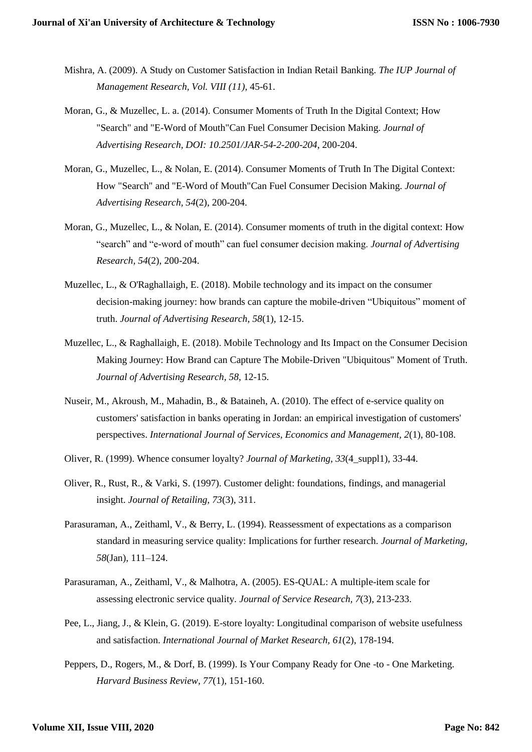Mishra, A. (2009). A Study on Customer Satisfaction in Indian Retail Banking. *The IUP Journal of Management Research, Vol. VIII (11)*, 45-61.

Moran, G., & Muzellec, L. a. (2014). Consumer Moments of Truth In the Digital Context; How "Search" and "E-Word of Mouth"Can Fuel Consumer Decision Making. *Journal of Advertising Research, DOI: 10.2501/JAR-54-2-200-204*, 200-204.

Moran, G., Muzellec, L., & Nolan, E. (2014). Consumer Moments of Truth In The Digital Context: How "Search" and "E-Word of Mouth"Can Fuel Consumer Decision Making. *Journal of Advertising Research*, *54*(2), 200-204.

Moran, G., Muzellec, L., & Nolan, E. (2014). Consumer moments of truth in the digital context: How "search" and "e-word of mouth" can fuel consumer decision making. *Journal of Advertising Research, 54*(2), 200-204.

Muzellec, L., & O'Raghallaigh, E. (2018). Mobile technology and its impact on the consumer decision-making journey: how brands can capture the mobile-driven "Ubiquitous" moment of truth. *Journal of Advertising Research, 58*(1), 12-15.

Muzellec, L., & Raghallaigh, E. (2018). Mobile Technology and Its Impact on the Consumer Decision Making Journey: How Brand can Capture The Mobile-Driven "Ubiquitous" Moment of Truth. *Journal of Advertising Research, 58*, 12-15.

Nuseir, M., Akroush, M., Mahadin, B., & Bataineh, A. (2010). The effect of e-service quality on customers' satisfaction in banks operating in Jordan: an empirical investigation of customers' perspectives. *International Journal of Services, Economics and Management, 2*(1), 80-108.

Oliver, R. (1999). Whence consumer loyalty? *Journal of Marketing*, *33*(4_suppl1), 33-44.

Oliver, R., Rust, R., & Varki, S. (1997). Customer delight: foundations, findings, and managerial insight. *Journal of Retailing, 73*(3), 311.

Parasuraman, A., Zeithaml, V., & Berry, L. (1994). Reassessment of expectations as a comparison standard in measuring service quality: Implications for further research. *Journal of Marketing, 58*(Jan), 111–124.

Parasuraman, A., Zeithaml, V., & Malhotra, A. (2005). ES-QUAL: A multiple-item scale for assessing electronic service quality. *Journal of Service Research, 7*(3), 213-233.

Pee, L., Jiang, J., & Klein, G. (2019). E-store loyalty: Longitudinal comparison of website usefulness and satisfaction. *International Journal of Market Research, 61*(2), 178-194.

Peppers, D., Rogers, M., & Dorf, B. (1999). Is Your Company Ready for One -to - One Marketing. *Harvard Business Review, 77*(1), 151-160.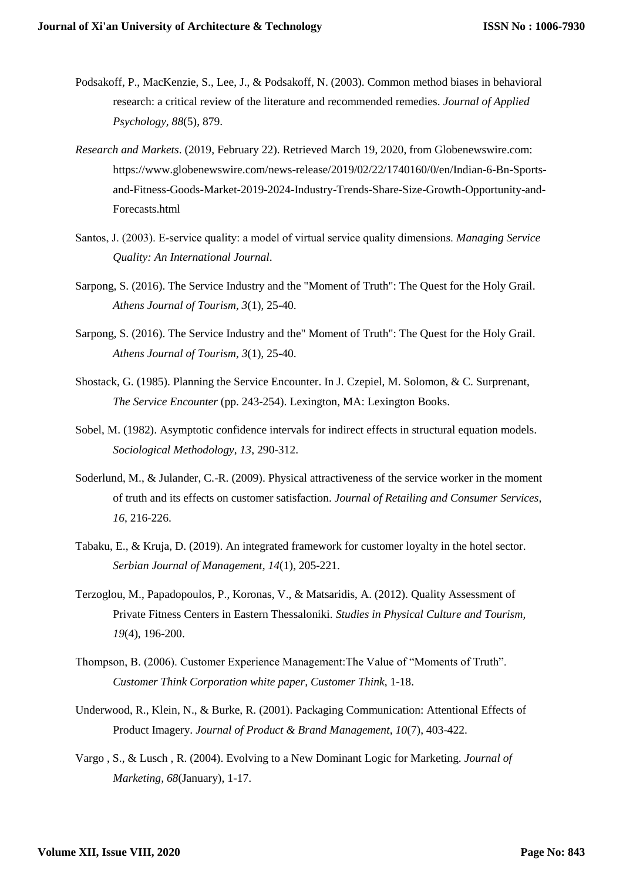Podsakoff, P., MacKenzie, S., Lee, J., & Podsakoff, N. (2003). Common method biases in behavioral research: a critical review of the literature and recommended remedies. *Journal of Applied Psychology, 88*(5), 879.

*Research and Markets*. (2019, February 22). Retrieved March 19, 2020, from Globenewswire.com: https://www.globenewswire.com/news-release/2019/02/22/1740160/0/en/Indian-6-Bn-Sports-and-Fitness-Goods-Market-2019-2024-Industry-Trends-Share-Size-Growth-Opportunity-and-Forecasts.html

Santos, J. (2003). E-service quality: a model of virtual service quality dimensions. *Managing Service Quality: An International Journal*.

Sarpong, S. (2016). The Service Industry and the "Moment of Truth": The Quest for the Holy Grail. *Athens Journal of Tourism, 3*(1), 25-40.

Sarpong, S. (2016). The Service Industry and the" Moment of Truth": The Quest for the Holy Grail. *Athens Journal of Tourism, 3*(1), 25-40.

Shostack, G. (1985). Planning the Service Encounter. In J. Czepiel, M. Solomon, & C. Surprenant, *The Service Encounter* (pp. 243-254). Lexington, MA: Lexington Books.

Sobel, M. (1982). Asymptotic confidence intervals for indirect effects in structural equation models. *Sociological Methodology, 13*, 290-312.

Soderlund, M., & Julander, C.-R. (2009). Physical attractiveness of the service worker in the moment of truth and its effects on customer satisfaction. *Journal of Retailing and Consumer Services, 16*, 216-226.

Tabaku, E., & Kruja, D. (2019). An integrated framework for customer loyalty in the hotel sector. *Serbian Journal of Management, 14*(1), 205-221.

Terzoglou, M., Papadopoulos, P., Koronas, V., & Matsaridis, A. (2012). Quality Assessment of Private Fitness Centers in Eastern Thessaloniki. *Studies in Physical Culture and Tourism, 19*(4), 196-200.

Thompson, B. (2006). Customer Experience Management:The Value of "Moments of Truth". *Customer Think Corporation white paper, Customer Think*, 1-18.

Underwood, R., Klein, N., & Burke, R. (2001). Packaging Communication: Attentional Effects of Product Imagery. *Journal of Product & Brand Management, 10*(7), 403-422.

Vargo , S., & Lusch , R. (2004). Evolving to a New Dominant Logic for Marketing. *Journal of Marketing, 68*(January), 1-17.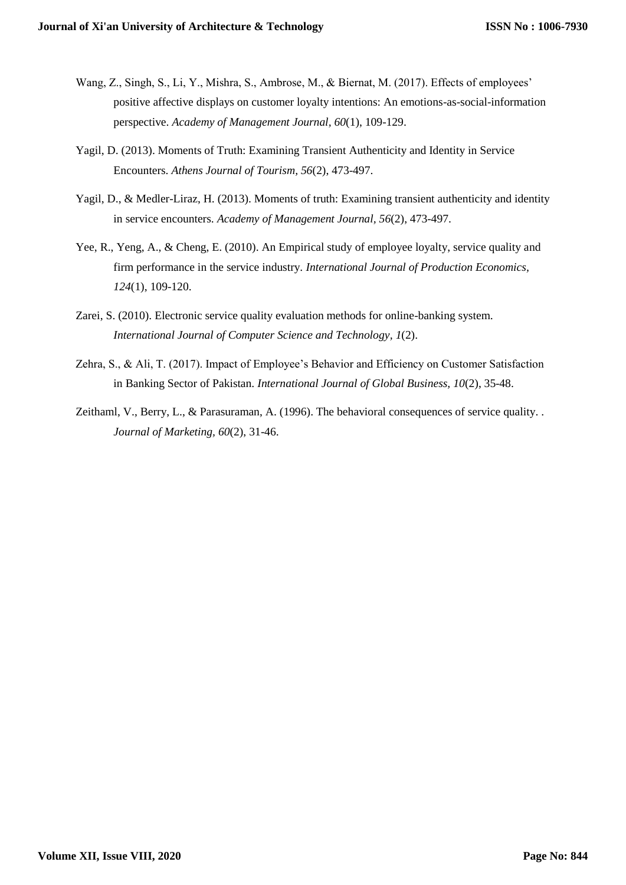Wang, Z., Singh, S., Li, Y., Mishra, S., Ambrose, M., & Biernat, M. (2017). Effects of employees' positive affective displays on customer loyalty intentions: An emotions-as-social-information perspective. *Academy of Management Journal, 60*(1), 109-129.

Yagil, D. (2013). Moments of Truth: Examining Transient Authenticity and Identity in Service Encounters. *Athens Journal of Tourism, 56*(2), 473-497.

Yagil, D., & Medler-Liraz, H. (2013). Moments of truth: Examining transient authenticity and identity in service encounters. *Academy of Management Journal, 56*(2), 473-497.

Yee, R., Yeng, A., & Cheng, E. (2010). An Empirical study of employee loyalty, service quality and firm performance in the service industry. *International Journal of Production Economics, 124*(1), 109-120.

Zarei, S. (2010). Electronic service quality evaluation methods for online-banking system. *International Journal of Computer Science and Technology, 1*(2).

Zehra, S., & Ali, T. (2017). Impact of Employee's Behavior and Efficiency on Customer Satisfaction in Banking Sector of Pakistan. *International Journal of Global Business, 10*(2), 35-48.

Zeithaml, V., Berry, L., & Parasuraman, A. (1996). The behavioral consequences of service quality. . *Journal of Marketing, 60*(2), 31-46.